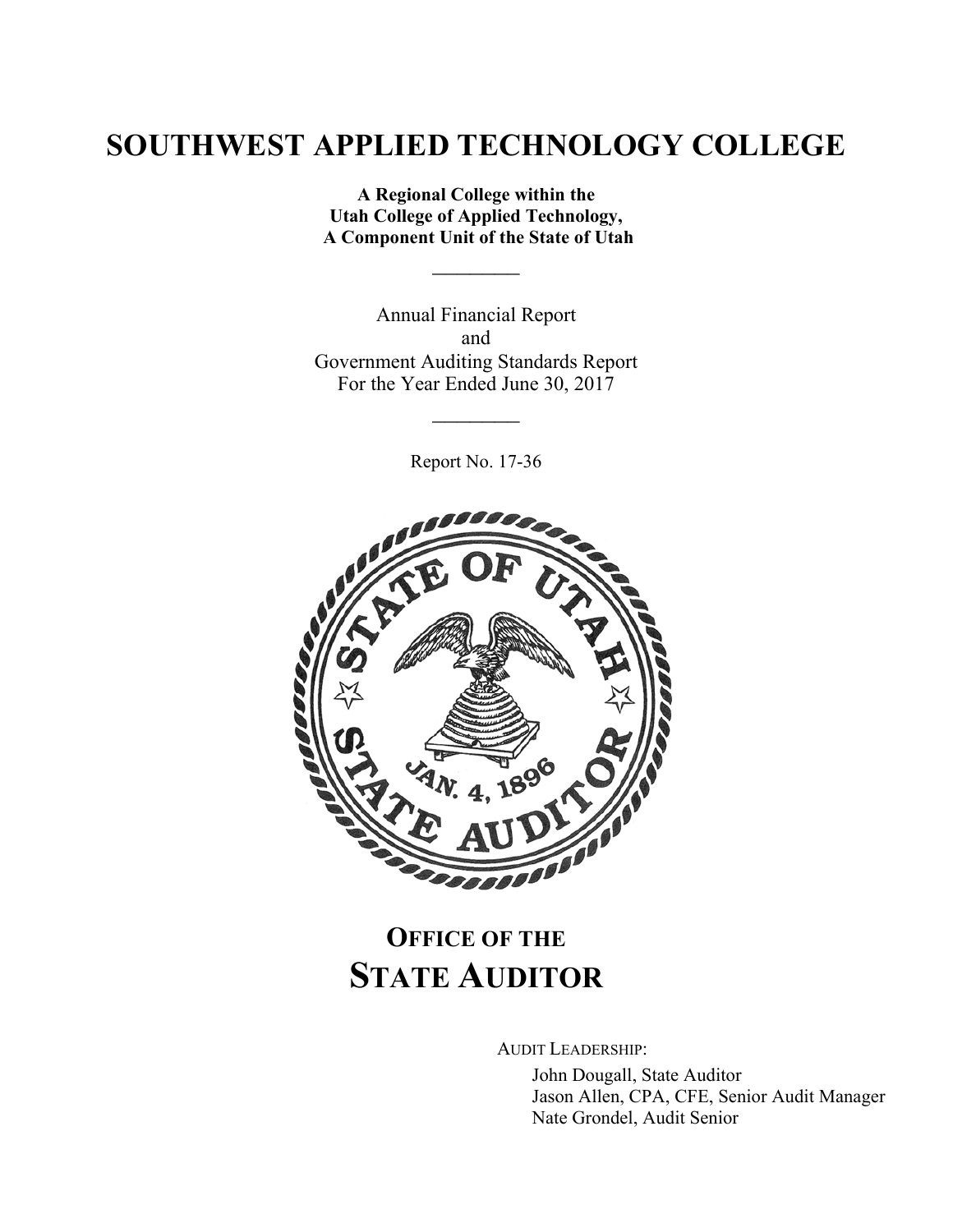# SOUTHWEST APPLIED TECHNOLOGY COLLEGE

**A Regional College within the**
**Utah College of Applied Technology,**
**A Component Unit of the State of Utah**

---

Annual Financial Report
and
Government Auditing Standards Report
For the Year Ended June 30, 2017

---

Report No. 17-36

## OFFICE OF THE STATE AUDITOR

AUDIT LEADERSHIP:

John Dougall, State Auditor
Jason Allen, CPA, CFE, Senior Audit Manager
Nate Grondel, Audit Senior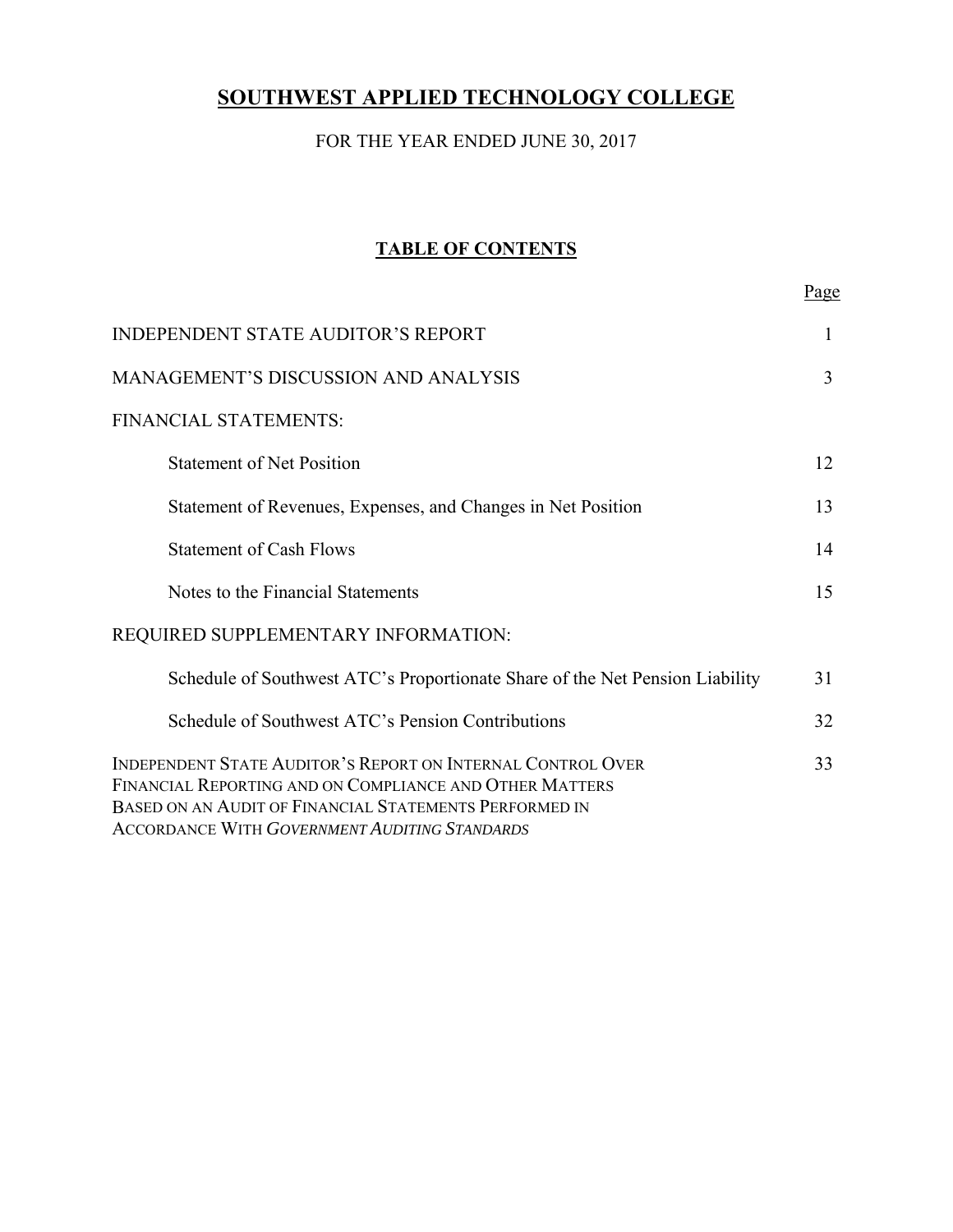# SOUTHWEST APPLIED TECHNOLOGY COLLEGE

FOR THE YEAR ENDED JUNE 30, 2017

## TABLE OF CONTENTS

| | Page |
|---|---|
| INDEPENDENT STATE AUDITOR'S REPORT | 1 |
| MANAGEMENT'S DISCUSSION AND ANALYSIS | 3 |
| FINANCIAL STATEMENTS: | |
| Statement of Net Position | 12 |
| Statement of Revenues, Expenses, and Changes in Net Position | 13 |
| Statement of Cash Flows | 14 |
| Notes to the Financial Statements | 15 |
| REQUIRED SUPPLEMENTARY INFORMATION: | |
| Schedule of Southwest ATC's Proportionate Share of the Net Pension Liability | 31 |
| Schedule of Southwest ATC's Pension Contributions | 32 |
| INDEPENDENT STATE AUDITOR'S REPORT ON INTERNAL CONTROL OVER FINANCIAL REPORTING AND ON COMPLIANCE AND OTHER MATTERS BASED ON AN AUDIT OF FINANCIAL STATEMENTS PERFORMED IN ACCORDANCE WITH *GOVERNMENT AUDITING STANDARDS* | 33 |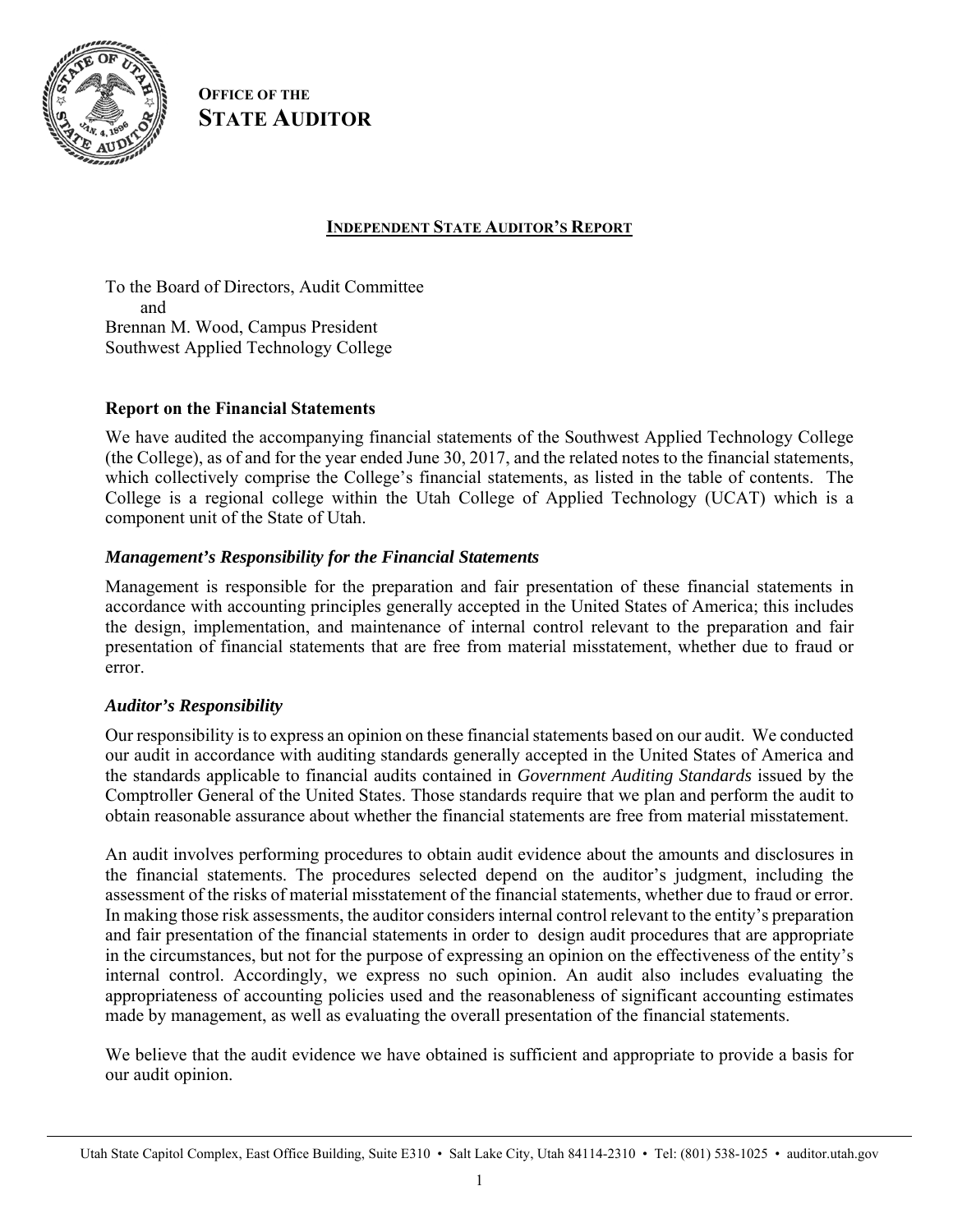**OFFICE OF THE**
**STATE AUDITOR**

## INDEPENDENT STATE AUDITOR'S REPORT

To the Board of Directors, Audit Committee
and
Brennan M. Wood, Campus President
Southwest Applied Technology College

### Report on the Financial Statements

We have audited the accompanying financial statements of the Southwest Applied Technology College (the College), as of and for the year ended June 30, 2017, and the related notes to the financial statements, which collectively comprise the College's financial statements, as listed in the table of contents. The College is a regional college within the Utah College of Applied Technology (UCAT) which is a component unit of the State of Utah.

#### *Management's Responsibility for the Financial Statements*

Management is responsible for the preparation and fair presentation of these financial statements in accordance with accounting principles generally accepted in the United States of America; this includes the design, implementation, and maintenance of internal control relevant to the preparation and fair presentation of financial statements that are free from material misstatement, whether due to fraud or error.

#### *Auditor's Responsibility*

Our responsibility is to express an opinion on these financial statements based on our audit. We conducted our audit in accordance with auditing standards generally accepted in the United States of America and the standards applicable to financial audits contained in *Government Auditing Standards* issued by the Comptroller General of the United States. Those standards require that we plan and perform the audit to obtain reasonable assurance about whether the financial statements are free from material misstatement.

An audit involves performing procedures to obtain audit evidence about the amounts and disclosures in the financial statements. The procedures selected depend on the auditor's judgment, including the assessment of the risks of material misstatement of the financial statements, whether due to fraud or error. In making those risk assessments, the auditor considers internal control relevant to the entity's preparation and fair presentation of the financial statements in order to design audit procedures that are appropriate in the circumstances, but not for the purpose of expressing an opinion on the effectiveness of the entity's internal control. Accordingly, we express no such opinion. An audit also includes evaluating the appropriateness of accounting policies used and the reasonableness of significant accounting estimates made by management, as well as evaluating the overall presentation of the financial statements.

We believe that the audit evidence we have obtained is sufficient and appropriate to provide a basis for our audit opinion.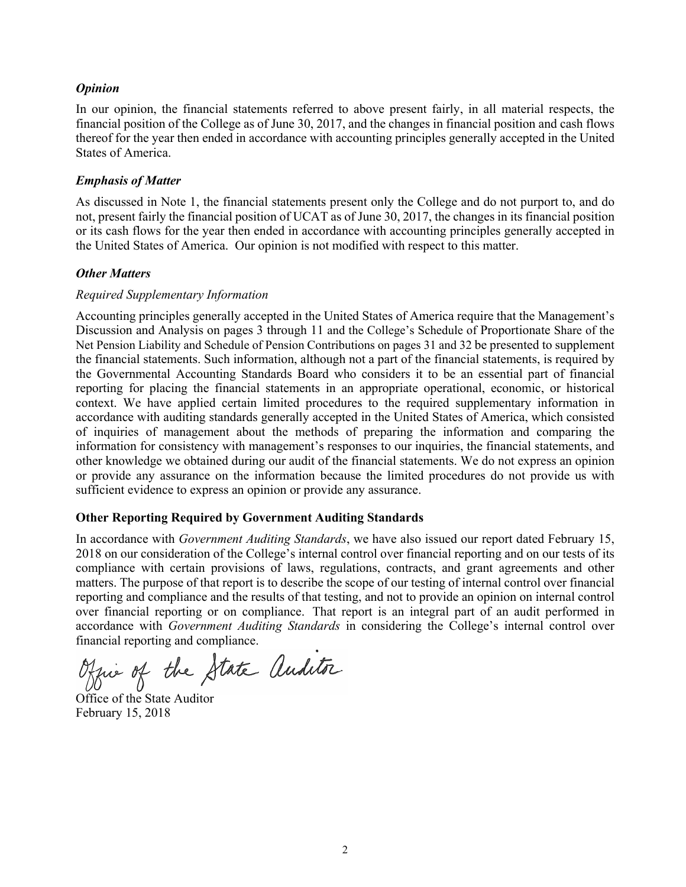### *Opinion*

In our opinion, the financial statements referred to above present fairly, in all material respects, the financial position of the College as of June 30, 2017, and the changes in financial position and cash flows thereof for the year then ended in accordance with accounting principles generally accepted in the United States of America.

### *Emphasis of Matter*

As discussed in Note 1, the financial statements present only the College and do not purport to, and do not, present fairly the financial position of UCAT as of June 30, 2017, the changes in its financial position or its cash flows for the year then ended in accordance with accounting principles generally accepted in the United States of America. Our opinion is not modified with respect to this matter.

### *Other Matters*

*Required Supplementary Information*

Accounting principles generally accepted in the United States of America require that the Management's Discussion and Analysis on pages 3 through 11 and the College's Schedule of Proportionate Share of the Net Pension Liability and Schedule of Pension Contributions on pages 31 and 32 be presented to supplement the financial statements. Such information, although not a part of the financial statements, is required by the Governmental Accounting Standards Board who considers it to be an essential part of financial reporting for placing the financial statements in an appropriate operational, economic, or historical context. We have applied certain limited procedures to the required supplementary information in accordance with auditing standards generally accepted in the United States of America, which consisted of inquiries of management about the methods of preparing the information and comparing the information for consistency with management's responses to our inquiries, the financial statements, and other knowledge we obtained during our audit of the financial statements. We do not express an opinion or provide any assurance on the information because the limited procedures do not provide us with sufficient evidence to express an opinion or provide any assurance.

### Other Reporting Required by Government Auditing Standards

In accordance with *Government Auditing Standards*, we have also issued our report dated February 15, 2018 on our consideration of the College's internal control over financial reporting and on our tests of its compliance with certain provisions of laws, regulations, contracts, and grant agreements and other matters. The purpose of that report is to describe the scope of our testing of internal control over financial reporting and compliance and the results of that testing, and not to provide an opinion on internal control over financial reporting or on compliance. That report is an integral part of an audit performed in accordance with *Government Auditing Standards* in considering the College's internal control over financial reporting and compliance.

Office of the State Auditor

Office of the State Auditor
February 15, 2018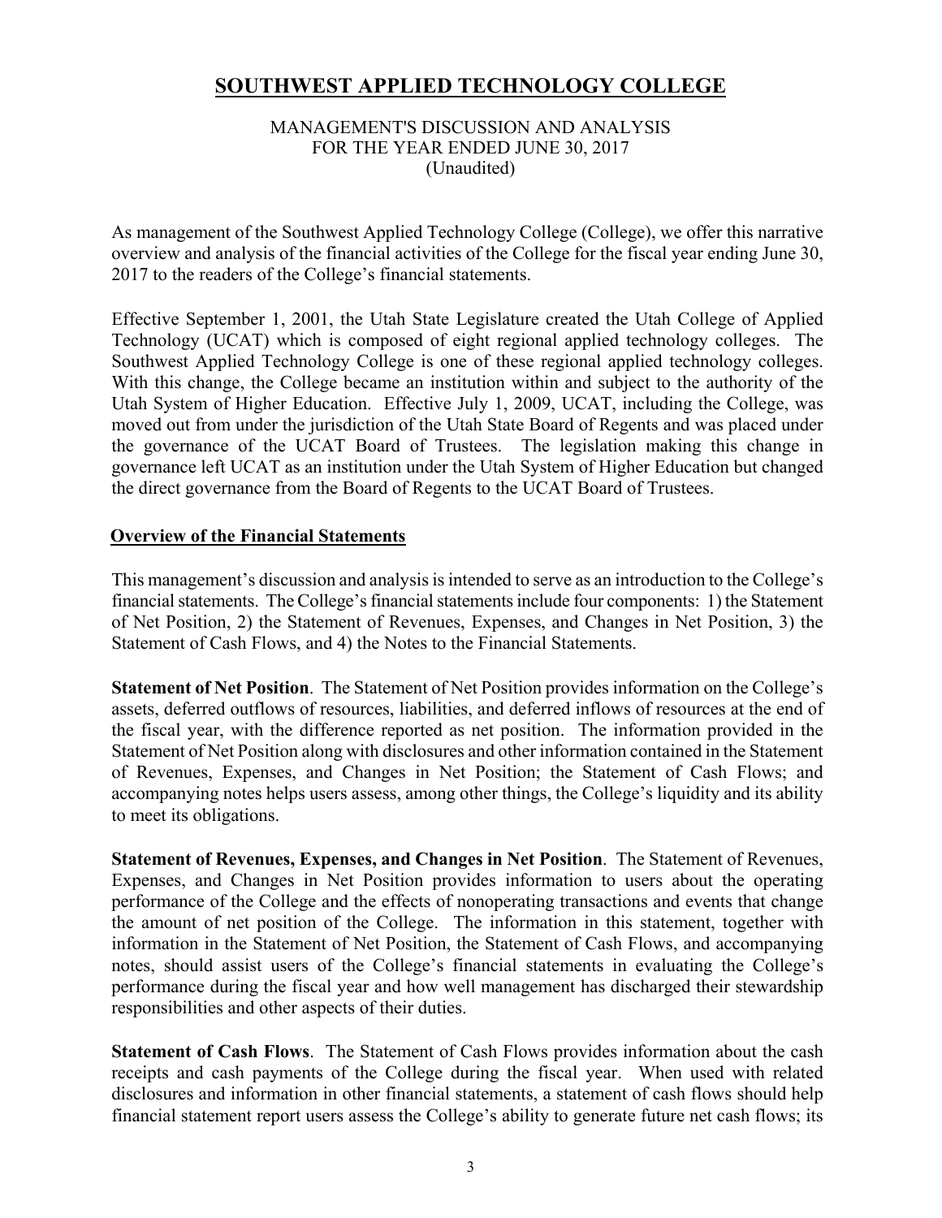# SOUTHWEST APPLIED TECHNOLOGY COLLEGE

MANAGEMENT'S DISCUSSION AND ANALYSIS
FOR THE YEAR ENDED JUNE 30, 2017
(Unaudited)

As management of the Southwest Applied Technology College (College), we offer this narrative overview and analysis of the financial activities of the College for the fiscal year ending June 30, 2017 to the readers of the College's financial statements.

Effective September 1, 2001, the Utah State Legislature created the Utah College of Applied Technology (UCAT) which is composed of eight regional applied technology colleges. The Southwest Applied Technology College is one of these regional applied technology colleges. With this change, the College became an institution within and subject to the authority of the Utah System of Higher Education. Effective July 1, 2009, UCAT, including the College, was moved out from under the jurisdiction of the Utah State Board of Regents and was placed under the governance of the UCAT Board of Trustees. The legislation making this change in governance left UCAT as an institution under the Utah System of Higher Education but changed the direct governance from the Board of Regents to the UCAT Board of Trustees.

## Overview of the Financial Statements

This management's discussion and analysis is intended to serve as an introduction to the College's financial statements. The College's financial statements include four components: 1) the Statement of Net Position, 2) the Statement of Revenues, Expenses, and Changes in Net Position, 3) the Statement of Cash Flows, and 4) the Notes to the Financial Statements.

**Statement of Net Position**. The Statement of Net Position provides information on the College's assets, deferred outflows of resources, liabilities, and deferred inflows of resources at the end of the fiscal year, with the difference reported as net position. The information provided in the Statement of Net Position along with disclosures and other information contained in the Statement of Revenues, Expenses, and Changes in Net Position; the Statement of Cash Flows; and accompanying notes helps users assess, among other things, the College's liquidity and its ability to meet its obligations.

**Statement of Revenues, Expenses, and Changes in Net Position**. The Statement of Revenues, Expenses, and Changes in Net Position provides information to users about the operating performance of the College and the effects of nonoperating transactions and events that change the amount of net position of the College. The information in this statement, together with information in the Statement of Net Position, the Statement of Cash Flows, and accompanying notes, should assist users of the College's financial statements in evaluating the College's performance during the fiscal year and how well management has discharged their stewardship responsibilities and other aspects of their duties.

**Statement of Cash Flows**. The Statement of Cash Flows provides information about the cash receipts and cash payments of the College during the fiscal year. When used with related disclosures and information in other financial statements, a statement of cash flows should help financial statement report users assess the College's ability to generate future net cash flows; its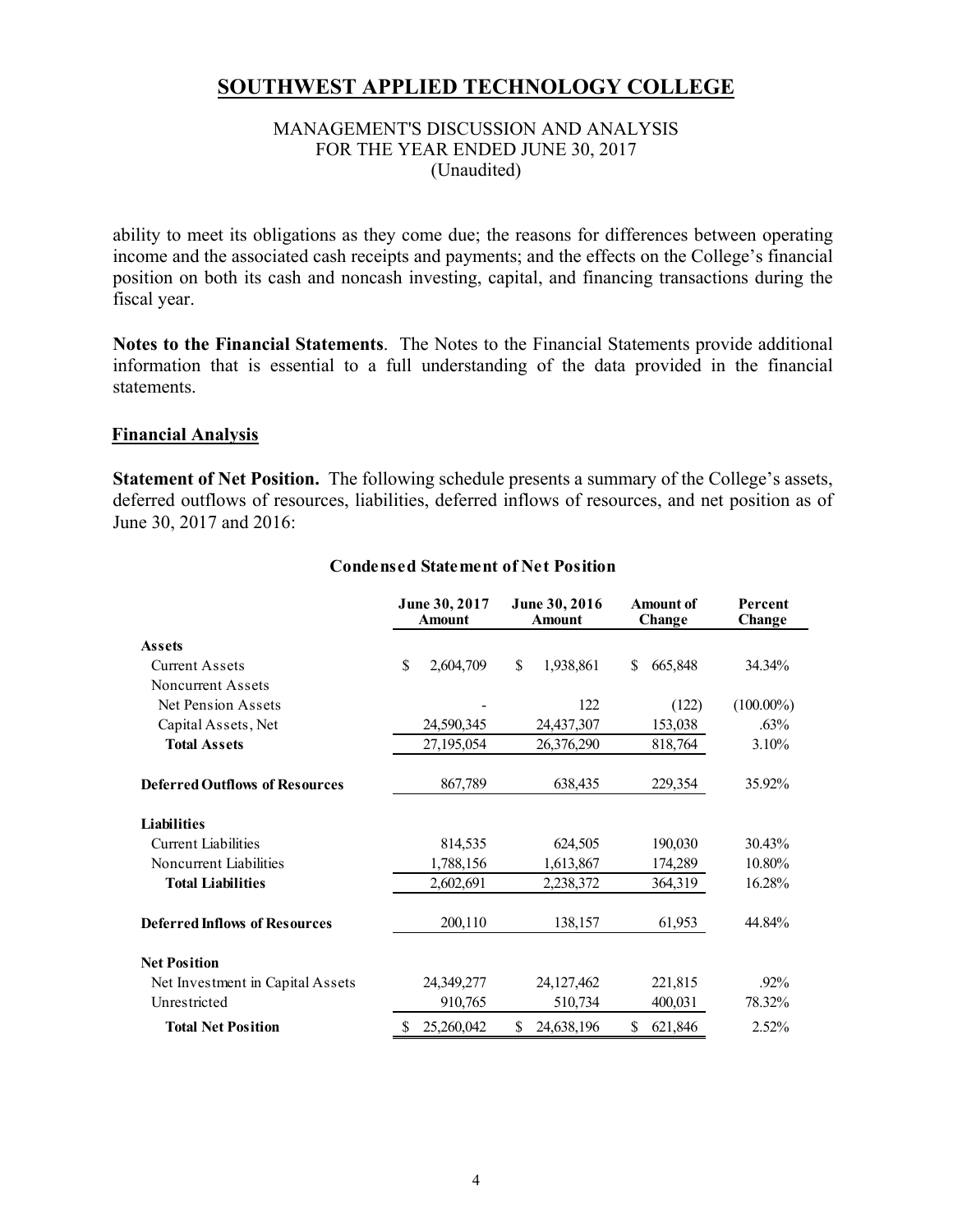ability to meet its obligations as they come due; the reasons for differences between operating income and the associated cash receipts and payments; and the effects on the College's financial position on both its cash and noncash investing, capital, and financing transactions during the fiscal year.

**Notes to the Financial Statements**. The Notes to the Financial Statements provide additional information that is essential to a full understanding of the data provided in the financial statements.

## Financial Analysis

**Statement of Net Position.** The following schedule presents a summary of the College's assets, deferred outflows of resources, liabilities, deferred inflows of resources, and net position as of June 30, 2017 and 2016:

**Condensed Statement of Net Position**

| | June 30, 2017 Amount | June 30, 2016 Amount | Amount of Change | Percent Change |
|---|---|---|---|---|
| **Assets** | | | | |
| Current Assets | $ 2,604,709 | $ 1,938,861 | $ 665,848 | 34.34% |
| Noncurrent Assets | | | | |
| Net Pension Assets | - | 122 | (122) | (100.00%) |
| Capital Assets, Net | 24,590,345 | 24,437,307 | 153,038 | .63% |
| **Total Assets** | 27,195,054 | 26,376,290 | 818,764 | 3.10% |
| **Deferred Outflows of Resources** | 867,789 | 638,435 | 229,354 | 35.92% |
| **Liabilities** | | | | |
| Current Liabilities | 814,535 | 624,505 | 190,030 | 30.43% |
| Noncurrent Liabilities | 1,788,156 | 1,613,867 | 174,289 | 10.80% |
| **Total Liabilities** | 2,602,691 | 2,238,372 | 364,319 | 16.28% |
| **Deferred Inflows of Resources** | 200,110 | 138,157 | 61,953 | 44.84% |
| **Net Position** | | | | |
| Net Investment in Capital Assets | 24,349,277 | 24,127,462 | 221,815 | .92% |
| Unrestricted | 910,765 | 510,734 | 400,031 | 78.32% |
| **Total Net Position** | $ 25,260,042 | $ 24,638,196 | $ 621,846 | 2.52% |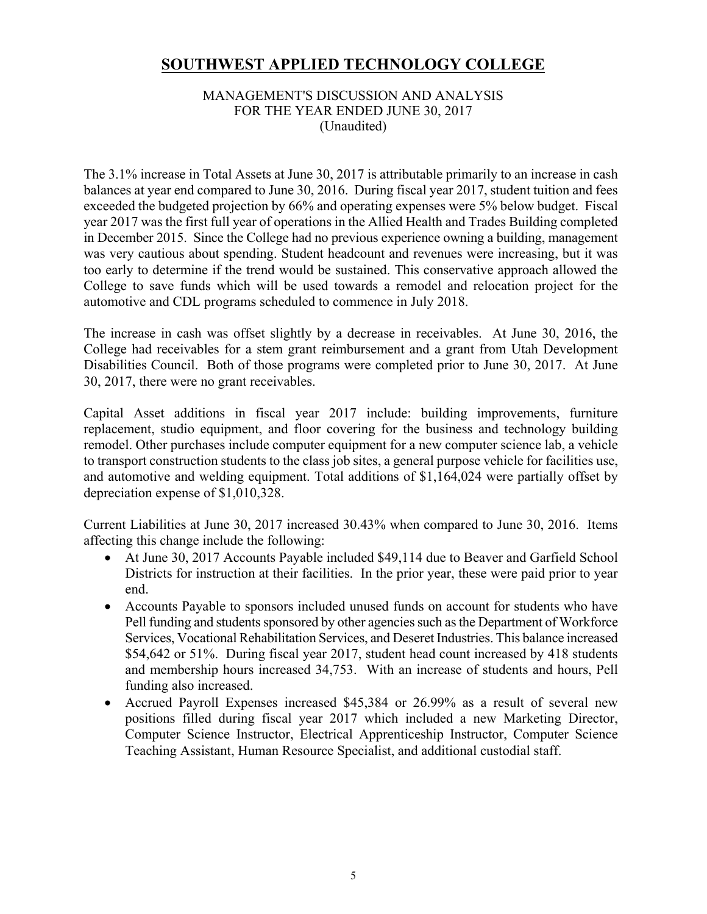# SOUTHWEST APPLIED TECHNOLOGY COLLEGE

MANAGEMENT'S DISCUSSION AND ANALYSIS
FOR THE YEAR ENDED JUNE 30, 2017
(Unaudited)

The 3.1% increase in Total Assets at June 30, 2017 is attributable primarily to an increase in cash balances at year end compared to June 30, 2016. During fiscal year 2017, student tuition and fees exceeded the budgeted projection by 66% and operating expenses were 5% below budget. Fiscal year 2017 was the first full year of operations in the Allied Health and Trades Building completed in December 2015. Since the College had no previous experience owning a building, management was very cautious about spending. Student headcount and revenues were increasing, but it was too early to determine if the trend would be sustained. This conservative approach allowed the College to save funds which will be used towards a remodel and relocation project for the automotive and CDL programs scheduled to commence in July 2018.

The increase in cash was offset slightly by a decrease in receivables. At June 30, 2016, the College had receivables for a stem grant reimbursement and a grant from Utah Development Disabilities Council. Both of those programs were completed prior to June 30, 2017. At June 30, 2017, there were no grant receivables.

Capital Asset additions in fiscal year 2017 include: building improvements, furniture replacement, studio equipment, and floor covering for the business and technology building remodel. Other purchases include computer equipment for a new computer science lab, a vehicle to transport construction students to the class job sites, a general purpose vehicle for facilities use, and automotive and welding equipment. Total additions of $1,164,024 were partially offset by depreciation expense of $1,010,328.

Current Liabilities at June 30, 2017 increased 30.43% when compared to June 30, 2016. Items affecting this change include the following:

- At June 30, 2017 Accounts Payable included $49,114 due to Beaver and Garfield School Districts for instruction at their facilities. In the prior year, these were paid prior to year end.
- Accounts Payable to sponsors included unused funds on account for students who have Pell funding and students sponsored by other agencies such as the Department of Workforce Services, Vocational Rehabilitation Services, and Deseret Industries. This balance increased $54,642 or 51%. During fiscal year 2017, student head count increased by 418 students and membership hours increased 34,753. With an increase of students and hours, Pell funding also increased.
- Accrued Payroll Expenses increased $45,384 or 26.99% as a result of several new positions filled during fiscal year 2017 which included a new Marketing Director, Computer Science Instructor, Electrical Apprenticeship Instructor, Computer Science Teaching Assistant, Human Resource Specialist, and additional custodial staff.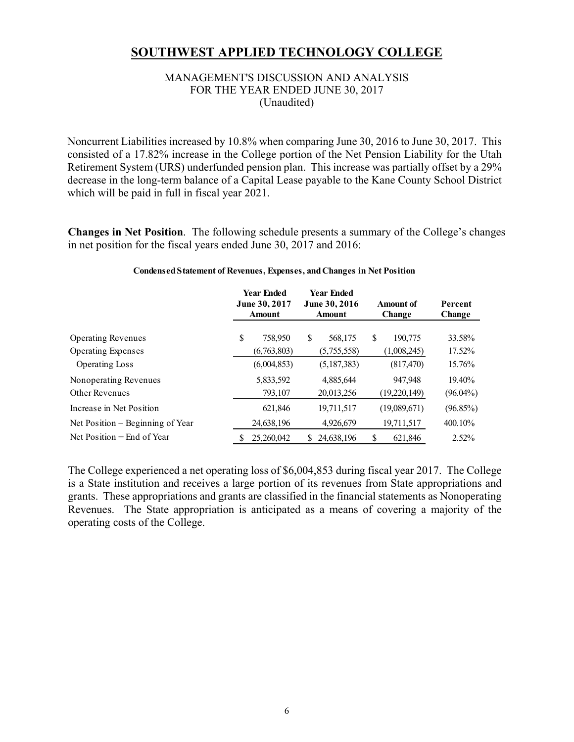# SOUTHWEST APPLIED TECHNOLOGY COLLEGE

MANAGEMENT'S DISCUSSION AND ANALYSIS
FOR THE YEAR ENDED JUNE 30, 2017
(Unaudited)

Noncurrent Liabilities increased by 10.8% when comparing June 30, 2016 to June 30, 2017. This consisted of a 17.82% increase in the College portion of the Net Pension Liability for the Utah Retirement System (URS) underfunded pension plan. This increase was partially offset by a 29% decrease in the long-term balance of a Capital Lease payable to the Kane County School District which will be paid in full in fiscal year 2021.

**Changes in Net Position**. The following schedule presents a summary of the College's changes in net position for the fiscal years ended June 30, 2017 and 2016:

**Condensed Statement of Revenues, Expenses, and Changes in Net Position**

| | Year Ended June 30, 2017 Amount | Year Ended June 30, 2016 Amount | Amount of Change | Percent Change |
|---|---|---|---|---|
| Operating Revenues | $ 758,950 | $ 568,175 | $ 190,775 | 33.58% |
| Operating Expenses | (6,763,803) | (5,755,558) | (1,008,245) | 17.52% |
| Operating Loss | (6,004,853) | (5,187,383) | (817,470) | 15.76% |
| Nonoperating Revenues | 5,833,592 | 4,885,644 | 947,948 | 19.40% |
| Other Revenues | 793,107 | 20,013,256 | (19,220,149) | (96.04%) |
| Increase in Net Position | 621,846 | 19,711,517 | (19,089,671) | (96.85%) |
| Net Position – Beginning of Year | 24,638,196 | 4,926,679 | 19,711,517 | 400.10% |
| Net Position – End of Year | $ 25,260,042 | $ 24,638,196 | $ 621,846 | 2.52% |

The College experienced a net operating loss of $6,004,853 during fiscal year 2017. The College is a State institution and receives a large portion of its revenues from State appropriations and grants. These appropriations and grants are classified in the financial statements as Nonoperating Revenues. The State appropriation is anticipated as a means of covering a majority of the operating costs of the College.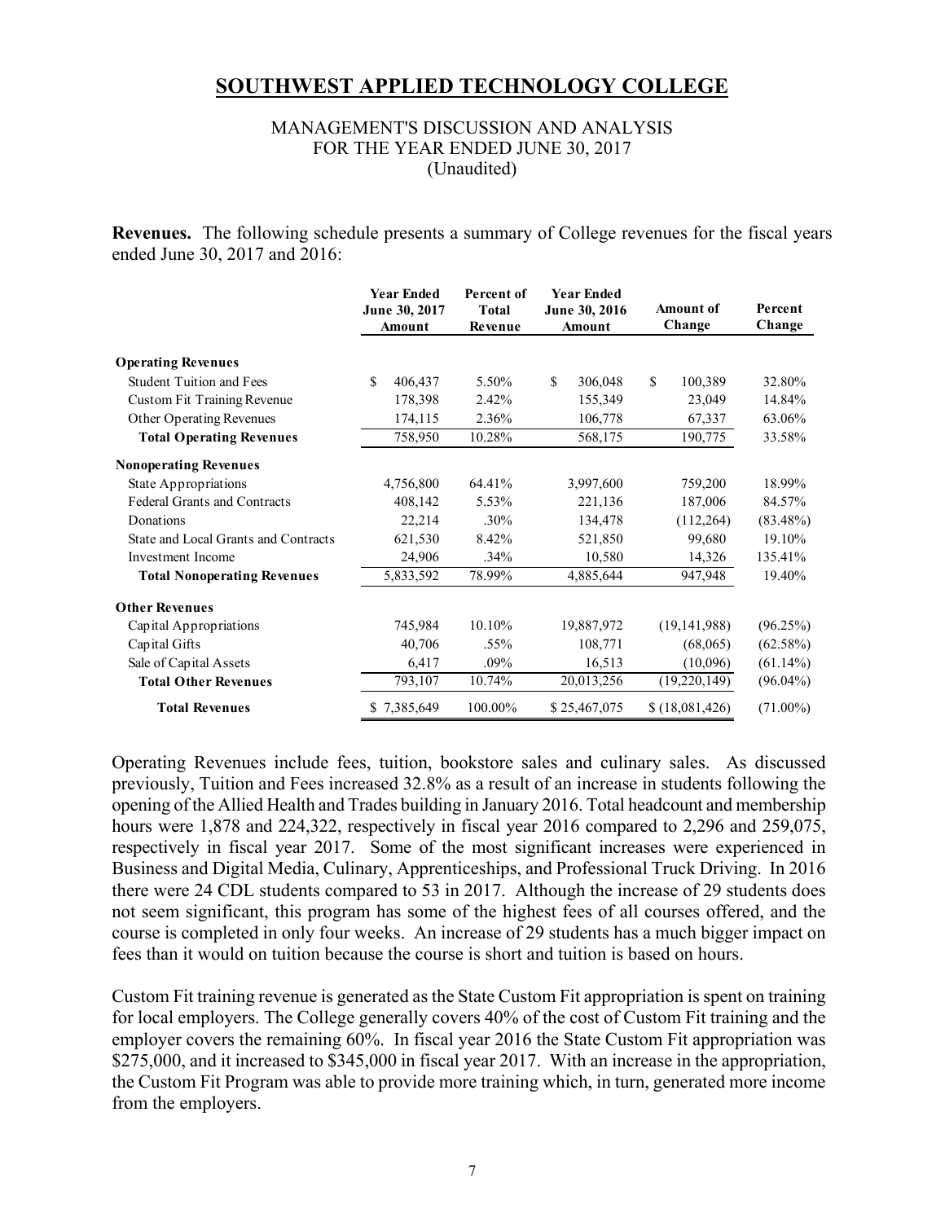# SOUTHWEST APPLIED TECHNOLOGY COLLEGE

MANAGEMENT'S DISCUSSION AND ANALYSIS
FOR THE YEAR ENDED JUNE 30, 2017
(Unaudited)

**Revenues.** The following schedule presents a summary of College revenues for the fiscal years ended June 30, 2017 and 2016:

| | Year Ended June 30, 2017 Amount | Percent of Total Revenue | Year Ended June 30, 2016 Amount | Amount of Change | Percent Change |
|---|---|---|---|---|---|
| **Operating Revenues** | | | | | |
| Student Tuition and Fees | $ 406,437 | 5.50% | $ 306,048 | $ 100,389 | 32.80% |
| Custom Fit Training Revenue | 178,398 | 2.42% | 155,349 | 23,049 | 14.84% |
| Other Operating Revenues | 174,115 | 2.36% | 106,778 | 67,337 | 63.06% |
| **Total Operating Revenues** | 758,950 | 10.28% | 568,175 | 190,775 | 33.58% |
| **Nonoperating Revenues** | | | | | |
| State Appropriations | 4,756,800 | 64.41% | 3,997,600 | 759,200 | 18.99% |
| Federal Grants and Contracts | 408,142 | 5.53% | 221,136 | 187,006 | 84.57% |
| Donations | 22,214 | .30% | 134,478 | (112,264) | (83.48%) |
| State and Local Grants and Contracts | 621,530 | 8.42% | 521,850 | 99,680 | 19.10% |
| Investment Income | 24,906 | .34% | 10,580 | 14,326 | 135.41% |
| **Total Nonoperating Revenues** | 5,833,592 | 78.99% | 4,885,644 | 947,948 | 19.40% |
| **Other Revenues** | | | | | |
| Capital Appropriations | 745,984 | 10.10% | 19,887,972 | (19,141,988) | (96.25%) |
| Capital Gifts | 40,706 | .55% | 108,771 | (68,065) | (62.58%) |
| Sale of Capital Assets | 6,417 | .09% | 16,513 | (10,096) | (61.14%) |
| **Total Other Revenues** | 793,107 | 10.74% | 20,013,256 | (19,220,149) | (96.04%) |
| **Total Revenues** | $ 7,385,649 | 100.00% | $ 25,467,075 | $ (18,081,426) | (71.00%) |

Operating Revenues include fees, tuition, bookstore sales and culinary sales. As discussed previously, Tuition and Fees increased 32.8% as a result of an increase in students following the opening of the Allied Health and Trades building in January 2016. Total headcount and membership hours were 1,878 and 224,322, respectively in fiscal year 2016 compared to 2,296 and 259,075, respectively in fiscal year 2017. Some of the most significant increases were experienced in Business and Digital Media, Culinary, Apprenticeships, and Professional Truck Driving. In 2016 there were 24 CDL students compared to 53 in 2017. Although the increase of 29 students does not seem significant, this program has some of the highest fees of all courses offered, and the course is completed in only four weeks. An increase of 29 students has a much bigger impact on fees than it would on tuition because the course is short and tuition is based on hours.

Custom Fit training revenue is generated as the State Custom Fit appropriation is spent on training for local employers. The College generally covers 40% of the cost of Custom Fit training and the employer covers the remaining 60%. In fiscal year 2016 the State Custom Fit appropriation was $275,000, and it increased to $345,000 in fiscal year 2017. With an increase in the appropriation, the Custom Fit Program was able to provide more training which, in turn, generated more income from the employers.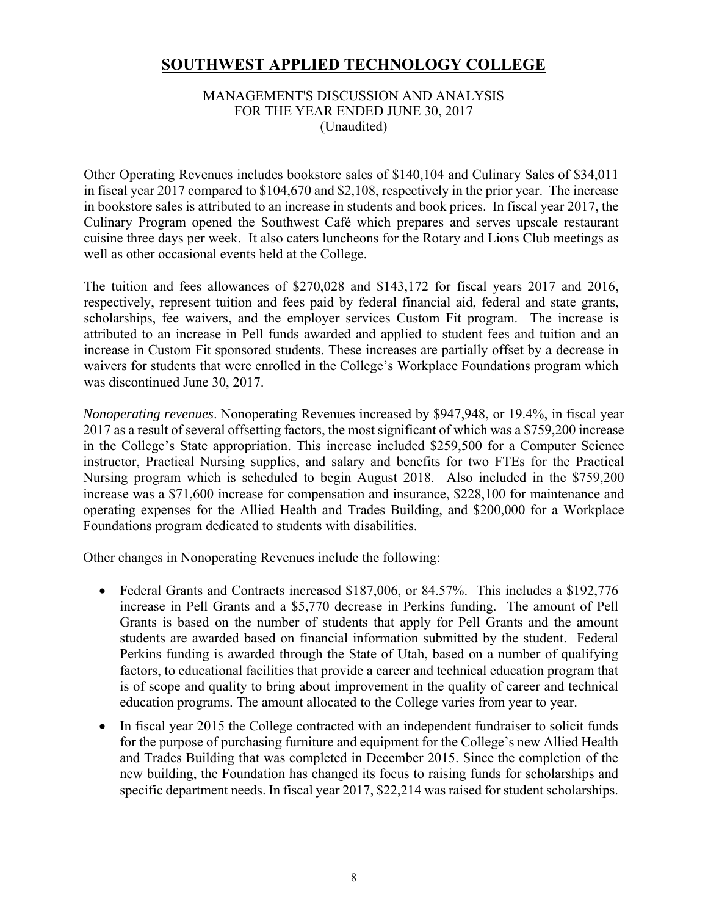# SOUTHWEST APPLIED TECHNOLOGY COLLEGE

MANAGEMENT'S DISCUSSION AND ANALYSIS
FOR THE YEAR ENDED JUNE 30, 2017
(Unaudited)

Other Operating Revenues includes bookstore sales of $140,104 and Culinary Sales of $34,011 in fiscal year 2017 compared to $104,670 and $2,108, respectively in the prior year. The increase in bookstore sales is attributed to an increase in students and book prices. In fiscal year 2017, the Culinary Program opened the Southwest Café which prepares and serves upscale restaurant cuisine three days per week. It also caters luncheons for the Rotary and Lions Club meetings as well as other occasional events held at the College.

The tuition and fees allowances of $270,028 and $143,172 for fiscal years 2017 and 2016, respectively, represent tuition and fees paid by federal financial aid, federal and state grants, scholarships, fee waivers, and the employer services Custom Fit program. The increase is attributed to an increase in Pell funds awarded and applied to student fees and tuition and an increase in Custom Fit sponsored students. These increases are partially offset by a decrease in waivers for students that were enrolled in the College's Workplace Foundations program which was discontinued June 30, 2017.

*Nonoperating revenues*. Nonoperating Revenues increased by $947,948, or 19.4%, in fiscal year 2017 as a result of several offsetting factors, the most significant of which was a $759,200 increase in the College's State appropriation. This increase included $259,500 for a Computer Science instructor, Practical Nursing supplies, and salary and benefits for two FTEs for the Practical Nursing program which is scheduled to begin August 2018. Also included in the $759,200 increase was a $71,600 increase for compensation and insurance, $228,100 for maintenance and operating expenses for the Allied Health and Trades Building, and $200,000 for a Workplace Foundations program dedicated to students with disabilities.

Other changes in Nonoperating Revenues include the following:

- Federal Grants and Contracts increased $187,006, or 84.57%. This includes a $192,776 increase in Pell Grants and a $5,770 decrease in Perkins funding. The amount of Pell Grants is based on the number of students that apply for Pell Grants and the amount students are awarded based on financial information submitted by the student. Federal Perkins funding is awarded through the State of Utah, based on a number of qualifying factors, to educational facilities that provide a career and technical education program that is of scope and quality to bring about improvement in the quality of career and technical education programs. The amount allocated to the College varies from year to year.
- In fiscal year 2015 the College contracted with an independent fundraiser to solicit funds for the purpose of purchasing furniture and equipment for the College's new Allied Health and Trades Building that was completed in December 2015. Since the completion of the new building, the Foundation has changed its focus to raising funds for scholarships and specific department needs. In fiscal year 2017, $22,214 was raised for student scholarships.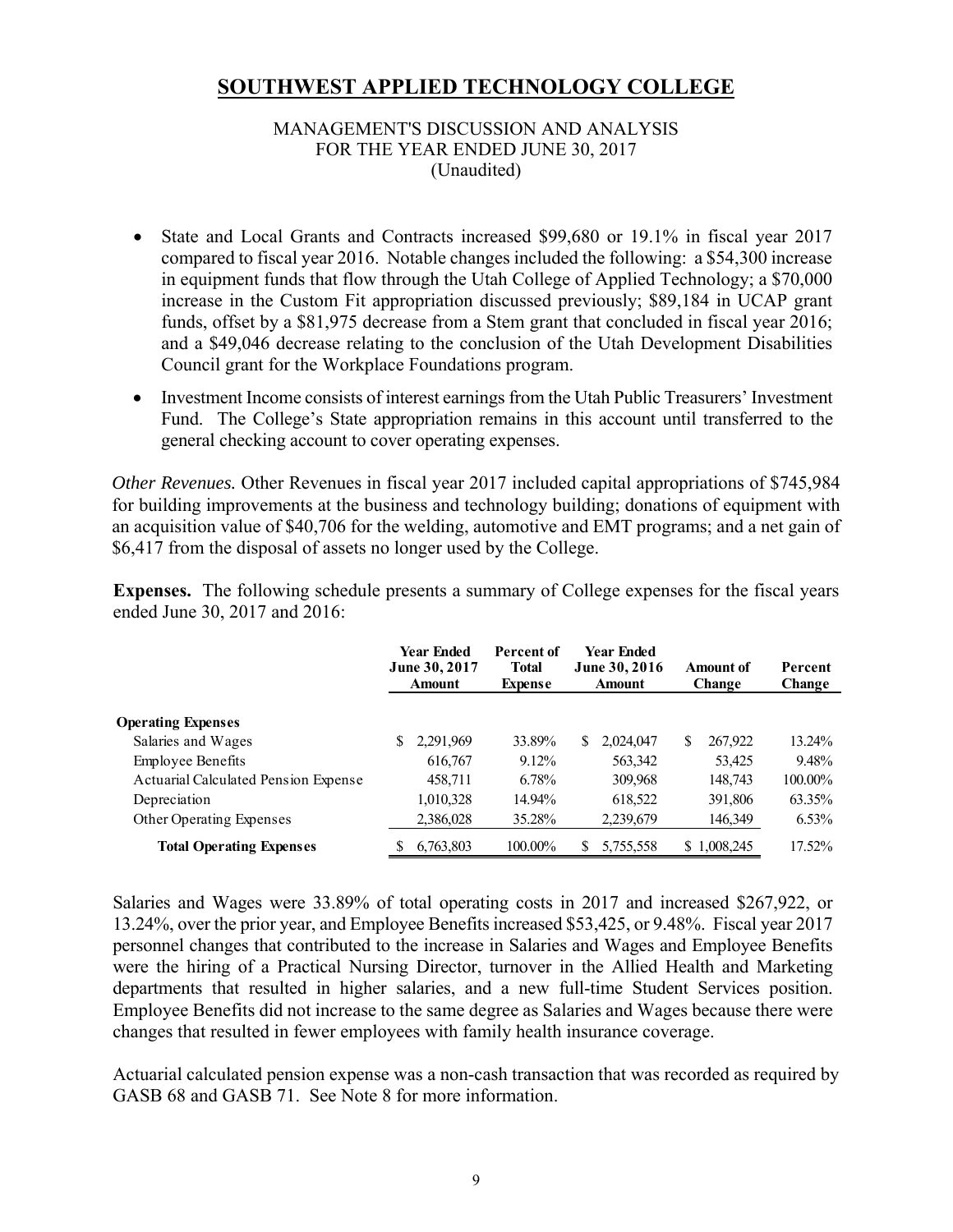# SOUTHWEST APPLIED TECHNOLOGY COLLEGE

MANAGEMENT'S DISCUSSION AND ANALYSIS
FOR THE YEAR ENDED JUNE 30, 2017
(Unaudited)

- State and Local Grants and Contracts increased $99,680 or 19.1% in fiscal year 2017 compared to fiscal year 2016. Notable changes included the following: a $54,300 increase in equipment funds that flow through the Utah College of Applied Technology; a $70,000 increase in the Custom Fit appropriation discussed previously; $89,184 in UCAP grant funds, offset by a $81,975 decrease from a Stem grant that concluded in fiscal year 2016; and a $49,046 decrease relating to the conclusion of the Utah Development Disabilities Council grant for the Workplace Foundations program.
- Investment Income consists of interest earnings from the Utah Public Treasurers' Investment Fund. The College's State appropriation remains in this account until transferred to the general checking account to cover operating expenses.

*Other Revenues.* Other Revenues in fiscal year 2017 included capital appropriations of $745,984 for building improvements at the business and technology building; donations of equipment with an acquisition value of $40,706 for the welding, automotive and EMT programs; and a net gain of $6,417 from the disposal of assets no longer used by the College.

**Expenses.** The following schedule presents a summary of College expenses for the fiscal years ended June 30, 2017 and 2016:

| | Year Ended June 30, 2017 Amount | Percent of Total Expense | Year Ended June 30, 2016 Amount | Amount of Change | Percent Change |
|---|---|---|---|---|---|
| **Operating Expenses** | | | | | |
| Salaries and Wages | $ 2,291,969 | 33.89% | $ 2,024,047 | $ 267,922 | 13.24% |
| Employee Benefits | 616,767 | 9.12% | 563,342 | 53,425 | 9.48% |
| Actuarial Calculated Pension Expense | 458,711 | 6.78% | 309,968 | 148,743 | 100.00% |
| Depreciation | 1,010,328 | 14.94% | 618,522 | 391,806 | 63.35% |
| Other Operating Expenses | 2,386,028 | 35.28% | 2,239,679 | 146,349 | 6.53% |
| **Total Operating Expenses** | $ 6,763,803 | 100.00% | $ 5,755,558 | $ 1,008,245 | 17.52% |

Salaries and Wages were 33.89% of total operating costs in 2017 and increased $267,922, or 13.24%, over the prior year, and Employee Benefits increased $53,425, or 9.48%. Fiscal year 2017 personnel changes that contributed to the increase in Salaries and Wages and Employee Benefits were the hiring of a Practical Nursing Director, turnover in the Allied Health and Marketing departments that resulted in higher salaries, and a new full-time Student Services position. Employee Benefits did not increase to the same degree as Salaries and Wages because there were changes that resulted in fewer employees with family health insurance coverage.

Actuarial calculated pension expense was a non-cash transaction that was recorded as required by GASB 68 and GASB 71. See Note 8 for more information.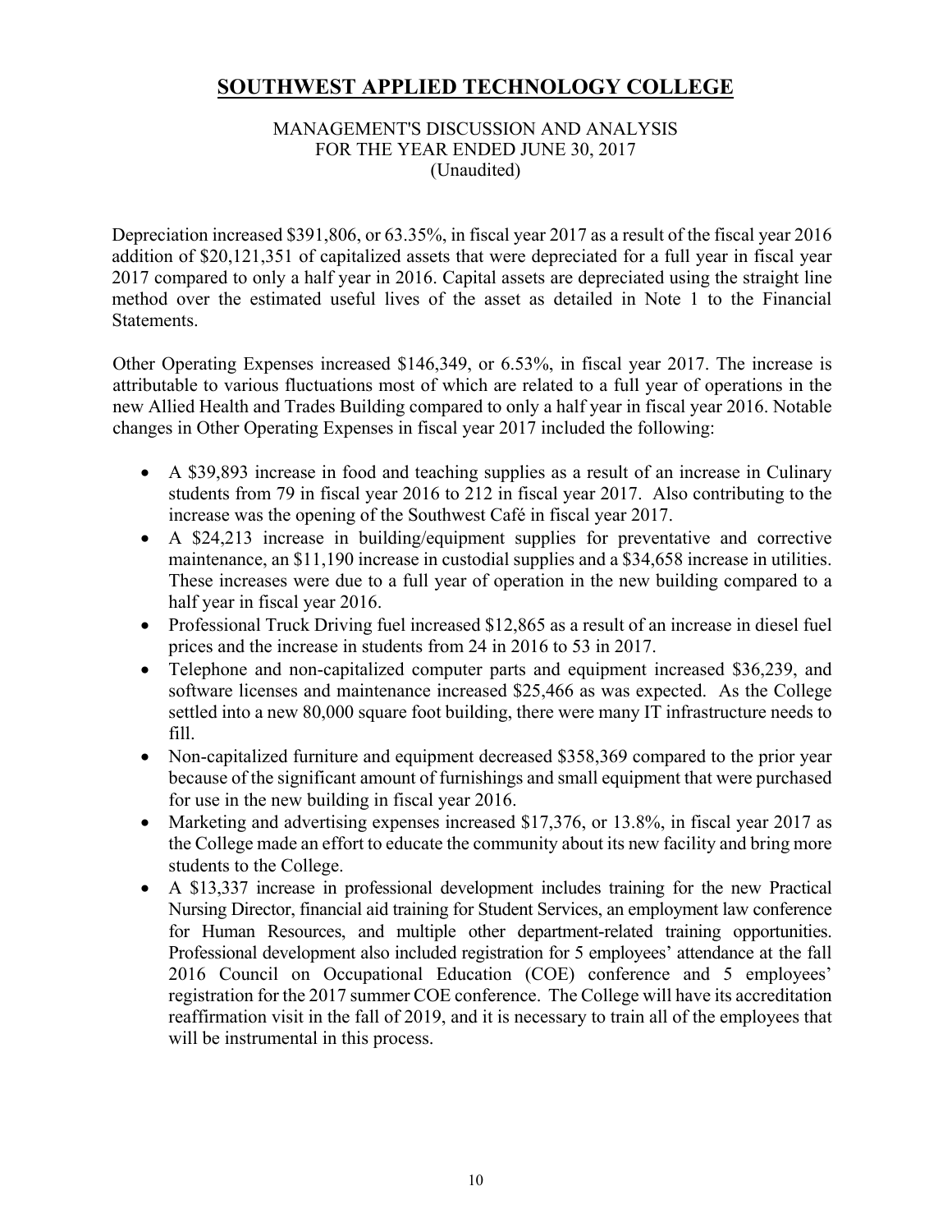# SOUTHWEST APPLIED TECHNOLOGY COLLEGE

MANAGEMENT'S DISCUSSION AND ANALYSIS
FOR THE YEAR ENDED JUNE 30, 2017
(Unaudited)

Depreciation increased $391,806, or 63.35%, in fiscal year 2017 as a result of the fiscal year 2016 addition of $20,121,351 of capitalized assets that were depreciated for a full year in fiscal year 2017 compared to only a half year in 2016. Capital assets are depreciated using the straight line method over the estimated useful lives of the asset as detailed in Note 1 to the Financial Statements.

Other Operating Expenses increased $146,349, or 6.53%, in fiscal year 2017. The increase is attributable to various fluctuations most of which are related to a full year of operations in the new Allied Health and Trades Building compared to only a half year in fiscal year 2016. Notable changes in Other Operating Expenses in fiscal year 2017 included the following:

- A $39,893 increase in food and teaching supplies as a result of an increase in Culinary students from 79 in fiscal year 2016 to 212 in fiscal year 2017. Also contributing to the increase was the opening of the Southwest Café in fiscal year 2017.
- A $24,213 increase in building/equipment supplies for preventative and corrective maintenance, an $11,190 increase in custodial supplies and a $34,658 increase in utilities. These increases were due to a full year of operation in the new building compared to a half year in fiscal year 2016.
- Professional Truck Driving fuel increased $12,865 as a result of an increase in diesel fuel prices and the increase in students from 24 in 2016 to 53 in 2017.
- Telephone and non-capitalized computer parts and equipment increased $36,239, and software licenses and maintenance increased $25,466 as was expected. As the College settled into a new 80,000 square foot building, there were many IT infrastructure needs to fill.
- Non-capitalized furniture and equipment decreased $358,369 compared to the prior year because of the significant amount of furnishings and small equipment that were purchased for use in the new building in fiscal year 2016.
- Marketing and advertising expenses increased $17,376, or 13.8%, in fiscal year 2017 as the College made an effort to educate the community about its new facility and bring more students to the College.
- A $13,337 increase in professional development includes training for the new Practical Nursing Director, financial aid training for Student Services, an employment law conference for Human Resources, and multiple other department-related training opportunities. Professional development also included registration for 5 employees' attendance at the fall 2016 Council on Occupational Education (COE) conference and 5 employees' registration for the 2017 summer COE conference. The College will have its accreditation reaffirmation visit in the fall of 2019, and it is necessary to train all of the employees that will be instrumental in this process.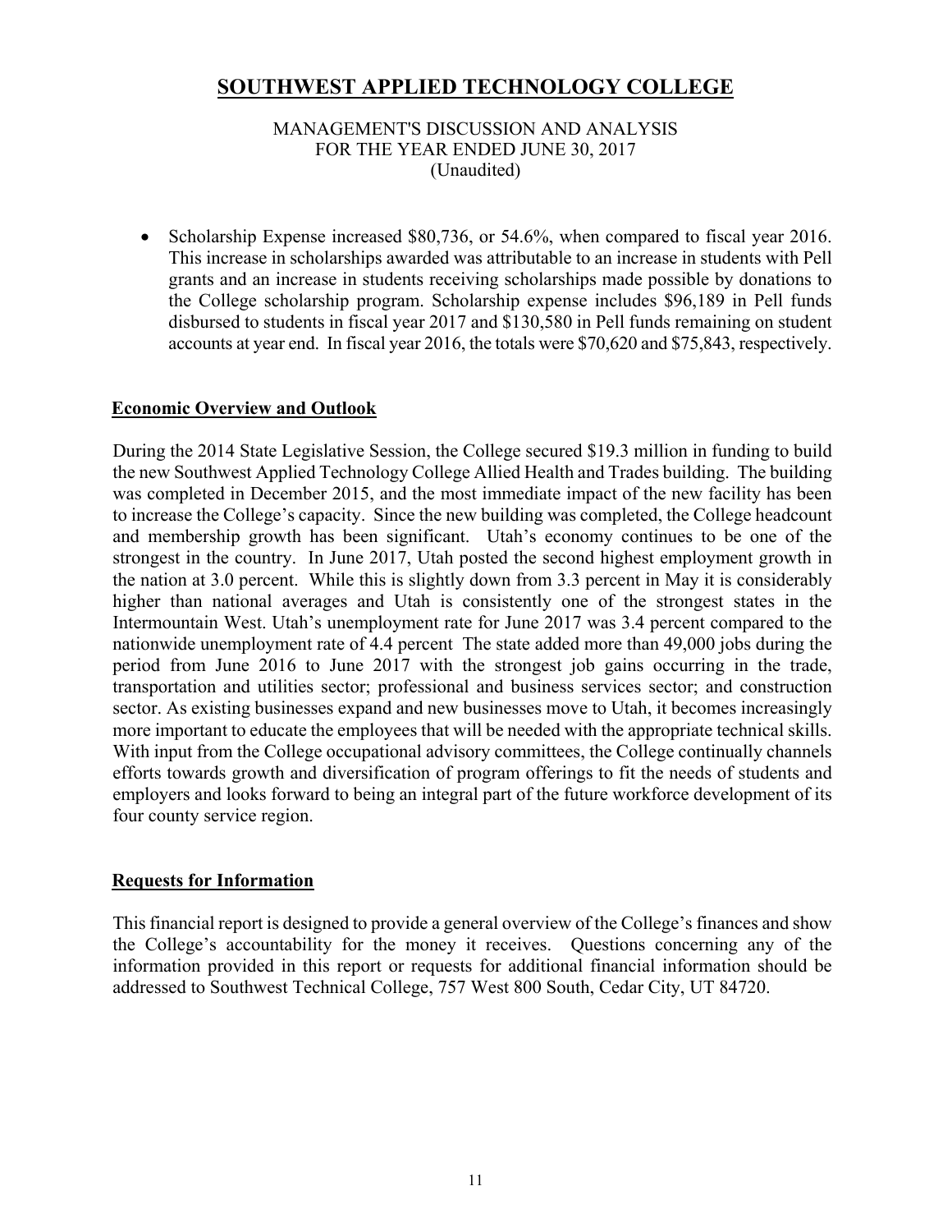# SOUTHWEST APPLIED TECHNOLOGY COLLEGE

MANAGEMENT'S DISCUSSION AND ANALYSIS
FOR THE YEAR ENDED JUNE 30, 2017
(Unaudited)

- Scholarship Expense increased $80,736, or 54.6%, when compared to fiscal year 2016. This increase in scholarships awarded was attributable to an increase in students with Pell grants and an increase in students receiving scholarships made possible by donations to the College scholarship program. Scholarship expense includes $96,189 in Pell funds disbursed to students in fiscal year 2017 and $130,580 in Pell funds remaining on student accounts at year end. In fiscal year 2016, the totals were $70,620 and $75,843, respectively.

## Economic Overview and Outlook

During the 2014 State Legislative Session, the College secured $19.3 million in funding to build the new Southwest Applied Technology College Allied Health and Trades building. The building was completed in December 2015, and the most immediate impact of the new facility has been to increase the College's capacity. Since the new building was completed, the College headcount and membership growth has been significant. Utah's economy continues to be one of the strongest in the country. In June 2017, Utah posted the second highest employment growth in the nation at 3.0 percent. While this is slightly down from 3.3 percent in May it is considerably higher than national averages and Utah is consistently one of the strongest states in the Intermountain West. Utah's unemployment rate for June 2017 was 3.4 percent compared to the nationwide unemployment rate of 4.4 percent The state added more than 49,000 jobs during the period from June 2016 to June 2017 with the strongest job gains occurring in the trade, transportation and utilities sector; professional and business services sector; and construction sector. As existing businesses expand and new businesses move to Utah, it becomes increasingly more important to educate the employees that will be needed with the appropriate technical skills. With input from the College occupational advisory committees, the College continually channels efforts towards growth and diversification of program offerings to fit the needs of students and employers and looks forward to being an integral part of the future workforce development of its four county service region.

## Requests for Information

This financial report is designed to provide a general overview of the College's finances and show the College's accountability for the money it receives. Questions concerning any of the information provided in this report or requests for additional financial information should be addressed to Southwest Technical College, 757 West 800 South, Cedar City, UT 84720.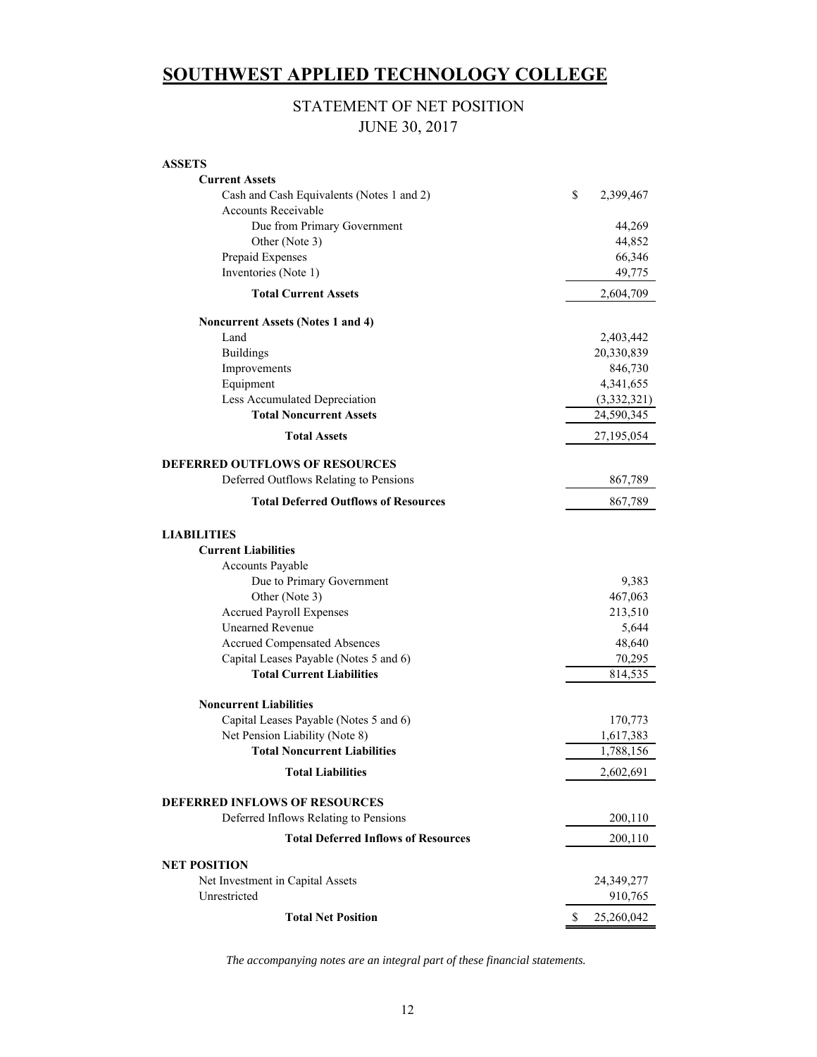# SOUTHWEST APPLIED TECHNOLOGY COLLEGE

## STATEMENT OF NET POSITION
## JUNE 30, 2017

| | |
|---|---|
| **ASSETS** | |
| **Current Assets** | |
| Cash and Cash Equivalents (Notes 1 and 2) | $ 2,399,467 |
| Accounts Receivable | |
| Due from Primary Government | 44,269 |
| Other (Note 3) | 44,852 |
| Prepaid Expenses | 66,346 |
| Inventories (Note 1) | 49,775 |
| **Total Current Assets** | 2,604,709 |
| **Noncurrent Assets (Notes 1 and 4)** | |
| Land | 2,403,442 |
| Buildings | 20,330,839 |
| Improvements | 846,730 |
| Equipment | 4,341,655 |
| Less Accumulated Depreciation | (3,332,321) |
| **Total Noncurrent Assets** | 24,590,345 |
| **Total Assets** | 27,195,054 |
| **DEFERRED OUTFLOWS OF RESOURCES** | |
| Deferred Outflows Relating to Pensions | 867,789 |
| **Total Deferred Outflows of Resources** | 867,789 |
| **LIABILITIES** | |
| **Current Liabilities** | |
| Accounts Payable | |
| Due to Primary Government | 9,383 |
| Other (Note 3) | 467,063 |
| Accrued Payroll Expenses | 213,510 |
| Unearned Revenue | 5,644 |
| Accrued Compensated Absences | 48,640 |
| Capital Leases Payable (Notes 5 and 6) | 70,295 |
| **Total Current Liabilities** | 814,535 |
| **Noncurrent Liabilities** | |
| Capital Leases Payable (Notes 5 and 6) | 170,773 |
| Net Pension Liability (Note 8) | 1,617,383 |
| **Total Noncurrent Liabilities** | 1,788,156 |
| **Total Liabilities** | 2,602,691 |
| **DEFERRED INFLOWS OF RESOURCES** | |
| Deferred Inflows Relating to Pensions | 200,110 |
| **Total Deferred Inflows of Resources** | 200,110 |
| **NET POSITION** | |
| Net Investment in Capital Assets | 24,349,277 |
| Unrestricted | 910,765 |
| **Total Net Position** | $ 25,260,042 |

*The accompanying notes are an integral part of these financial statements.*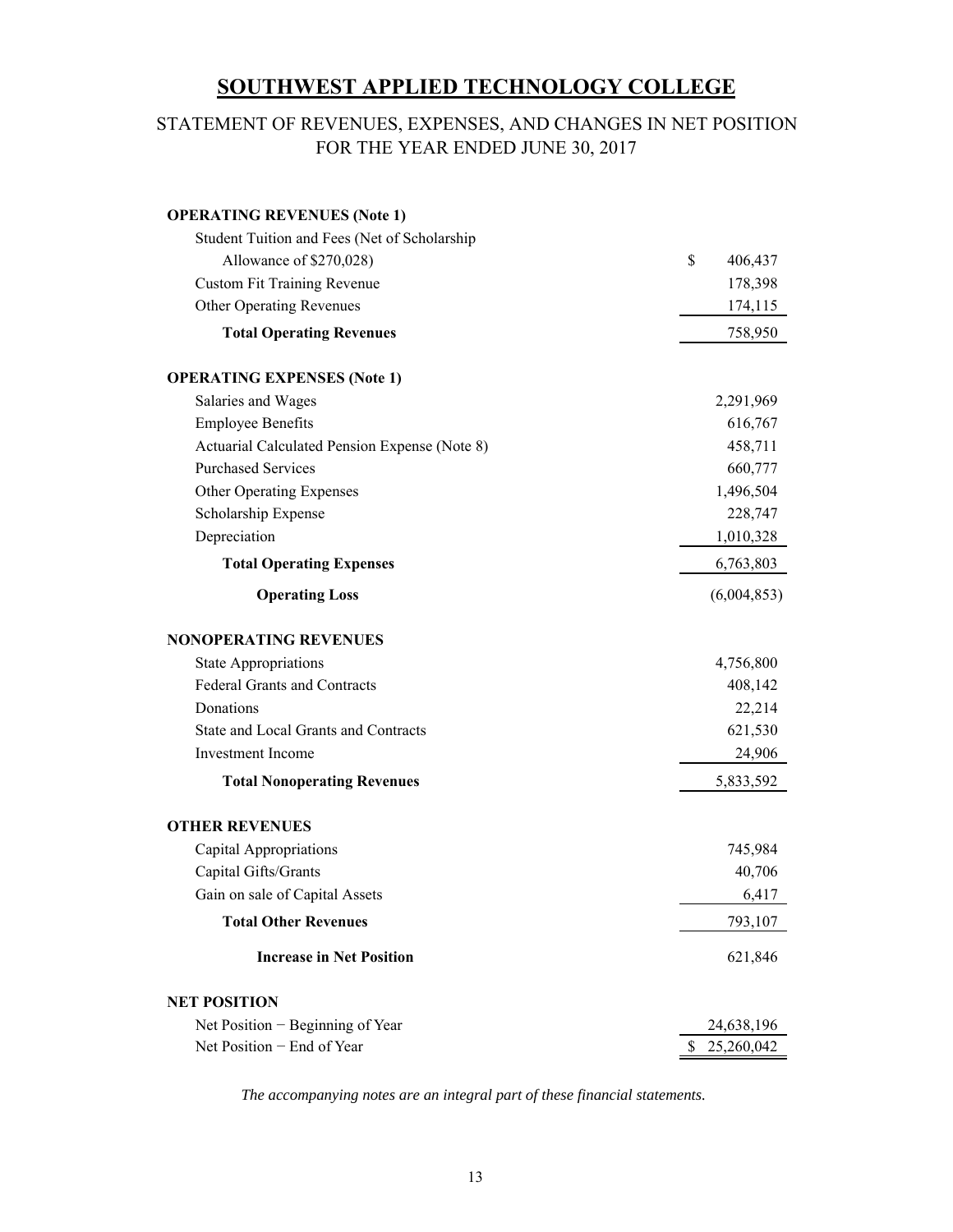# SOUTHWEST APPLIED TECHNOLOGY COLLEGE

## STATEMENT OF REVENUES, EXPENSES, AND CHANGES IN NET POSITION
## FOR THE YEAR ENDED JUNE 30, 2017

| | |
|---|---|
| **OPERATING REVENUES (Note 1)** | |
| Student Tuition and Fees (Net of Scholarship Allowance of $270,028) | $ 406,437 |
| Custom Fit Training Revenue | 178,398 |
| Other Operating Revenues | 174,115 |
| **Total Operating Revenues** | 758,950 |
| **OPERATING EXPENSES (Note 1)** | |
| Salaries and Wages | 2,291,969 |
| Employee Benefits | 616,767 |
| Actuarial Calculated Pension Expense (Note 8) | 458,711 |
| Purchased Services | 660,777 |
| Other Operating Expenses | 1,496,504 |
| Scholarship Expense | 228,747 |
| Depreciation | 1,010,328 |
| **Total Operating Expenses** | 6,763,803 |
| **Operating Loss** | (6,004,853) |
| **NONOPERATING REVENUES** | |
| State Appropriations | 4,756,800 |
| Federal Grants and Contracts | 408,142 |
| Donations | 22,214 |
| State and Local Grants and Contracts | 621,530 |
| Investment Income | 24,906 |
| **Total Nonoperating Revenues** | 5,833,592 |
| **OTHER REVENUES** | |
| Capital Appropriations | 745,984 |
| Capital Gifts/Grants | 40,706 |
| Gain on sale of Capital Assets | 6,417 |
| **Total Other Revenues** | 793,107 |
| **Increase in Net Position** | 621,846 |
| **NET POSITION** | |
| Net Position − Beginning of Year | 24,638,196 |
| Net Position − End of Year | $ 25,260,042 |

*The accompanying notes are an integral part of these financial statements.*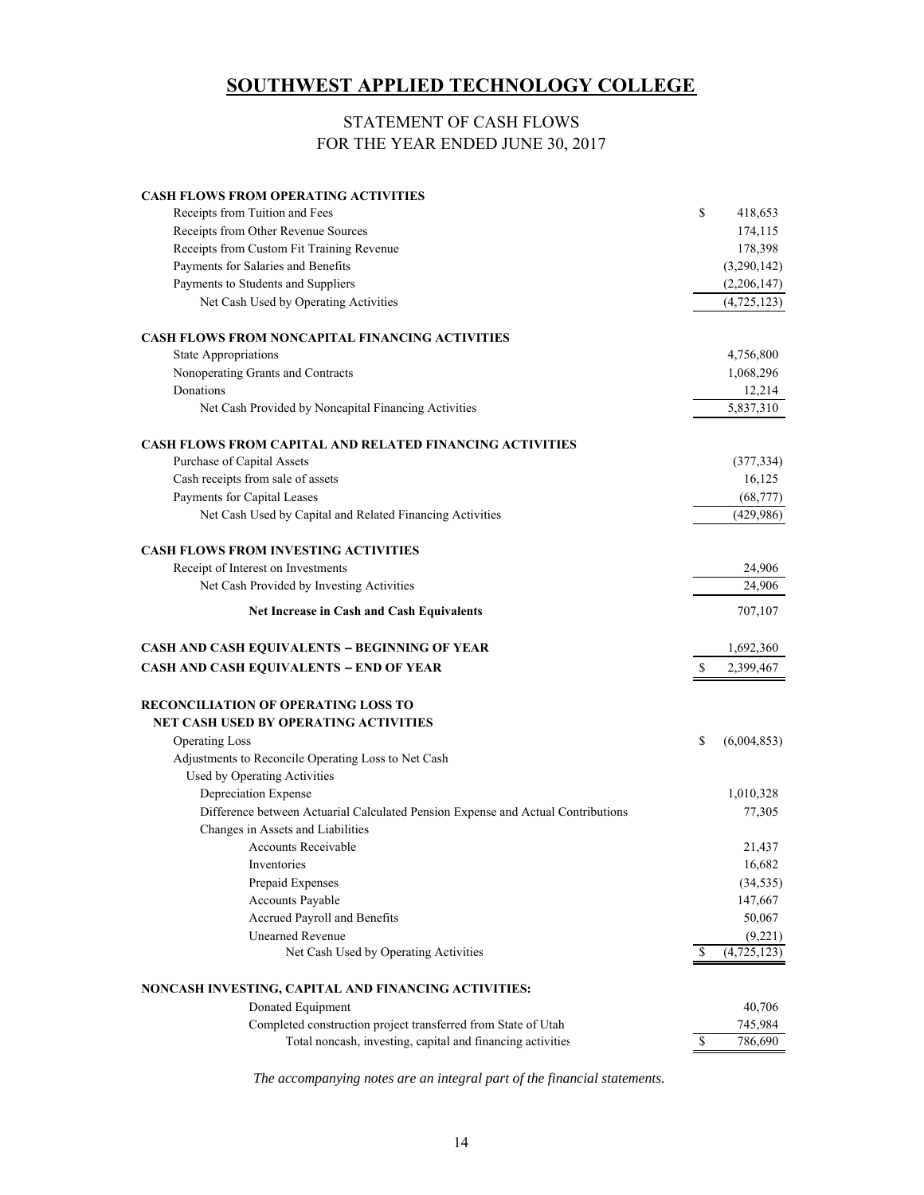# SOUTHWEST APPLIED TECHNOLOGY COLLEGE

## STATEMENT OF CASH FLOWS
## FOR THE YEAR ENDED JUNE 30, 2017

| | |
|---|---|
| **CASH FLOWS FROM OPERATING ACTIVITIES** | |
| Receipts from Tuition and Fees | $ 418,653 |
| Receipts from Other Revenue Sources | 174,115 |
| Receipts from Custom Fit Training Revenue | 178,398 |
| Payments for Salaries and Benefits | (3,290,142) |
| Payments to Students and Suppliers | (2,206,147) |
| Net Cash Used by Operating Activities | (4,725,123) |
| **CASH FLOWS FROM NONCAPITAL FINANCING ACTIVITIES** | |
| State Appropriations | 4,756,800 |
| Nonoperating Grants and Contracts | 1,068,296 |
| Donations | 12,214 |
| Net Cash Provided by Noncapital Financing Activities | 5,837,310 |
| **CASH FLOWS FROM CAPITAL AND RELATED FINANCING ACTIVITIES** | |
| Purchase of Capital Assets | (377,334) |
| Cash receipts from sale of assets | 16,125 |
| Payments for Capital Leases | (68,777) |
| Net Cash Used by Capital and Related Financing Activities | (429,986) |
| **CASH FLOWS FROM INVESTING ACTIVITIES** | |
| Receipt of Interest on Investments | 24,906 |
| Net Cash Provided by Investing Activities | 24,906 |
| **Net Increase in Cash and Cash Equivalents** | 707,107 |
| **CASH AND CASH EQUIVALENTS – BEGINNING OF YEAR** | 1,692,360 |
| **CASH AND CASH EQUIVALENTS – END OF YEAR** | $ 2,399,467 |

| | |
|---|---|
| **RECONCILIATION OF OPERATING LOSS TO NET CASH USED BY OPERATING ACTIVITIES** | |
| Operating Loss | $ (6,004,853) |
| Adjustments to Reconcile Operating Loss to Net Cash Used by Operating Activities | |
| Depreciation Expense | 1,010,328 |
| Difference between Actuarial Calculated Pension Expense and Actual Contributions | 77,305 |
| Changes in Assets and Liabilities | |
| Accounts Receivable | 21,437 |
| Inventories | 16,682 |
| Prepaid Expenses | (34,535) |
| Accounts Payable | 147,667 |
| Accrued Payroll and Benefits | 50,067 |
| Unearned Revenue | (9,221) |
| Net Cash Used by Operating Activities | $ (4,725,123) |

| | |
|---|---|
| **NONCASH INVESTING, CAPITAL AND FINANCING ACTIVITIES:** | |
| Donated Equipment | 40,706 |
| Completed construction project transferred from State of Utah | 745,984 |
| Total noncash, investing, capital and financing activities | $ 786,690 |

*The accompanying notes are an integral part of the financial statements.*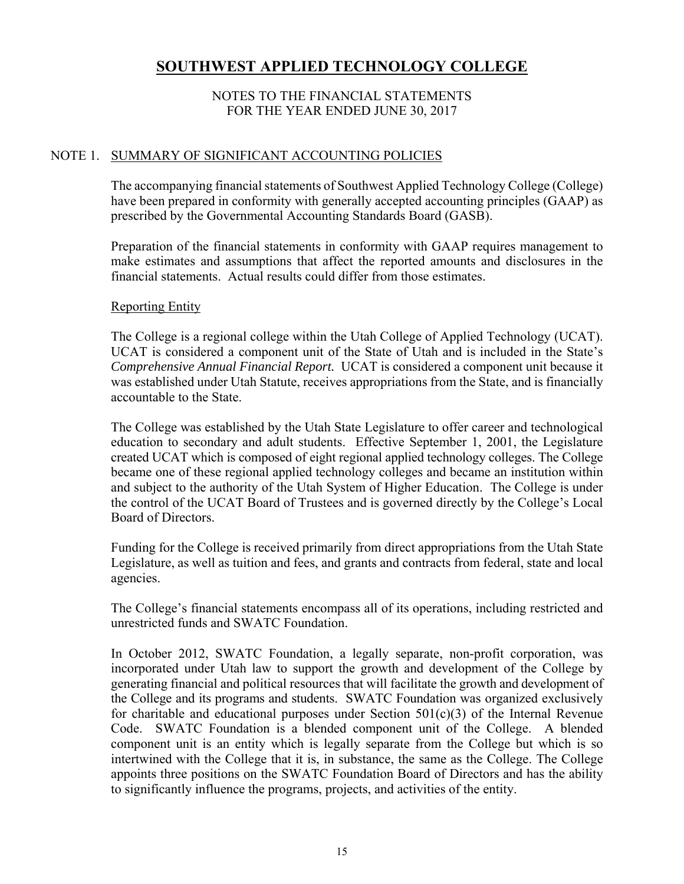# SOUTHWEST APPLIED TECHNOLOGY COLLEGE

NOTES TO THE FINANCIAL STATEMENTS
FOR THE YEAR ENDED JUNE 30, 2017

## NOTE 1. SUMMARY OF SIGNIFICANT ACCOUNTING POLICIES

The accompanying financial statements of Southwest Applied Technology College (College) have been prepared in conformity with generally accepted accounting principles (GAAP) as prescribed by the Governmental Accounting Standards Board (GASB).

Preparation of the financial statements in conformity with GAAP requires management to make estimates and assumptions that affect the reported amounts and disclosures in the financial statements. Actual results could differ from those estimates.

### Reporting Entity

The College is a regional college within the Utah College of Applied Technology (UCAT). UCAT is considered a component unit of the State of Utah and is included in the State's *Comprehensive Annual Financial Report.* UCAT is considered a component unit because it was established under Utah Statute, receives appropriations from the State, and is financially accountable to the State.

The College was established by the Utah State Legislature to offer career and technological education to secondary and adult students. Effective September 1, 2001, the Legislature created UCAT which is composed of eight regional applied technology colleges. The College became one of these regional applied technology colleges and became an institution within and subject to the authority of the Utah System of Higher Education. The College is under the control of the UCAT Board of Trustees and is governed directly by the College's Local Board of Directors.

Funding for the College is received primarily from direct appropriations from the Utah State Legislature, as well as tuition and fees, and grants and contracts from federal, state and local agencies.

The College's financial statements encompass all of its operations, including restricted and unrestricted funds and SWATC Foundation.

In October 2012, SWATC Foundation, a legally separate, non-profit corporation, was incorporated under Utah law to support the growth and development of the College by generating financial and political resources that will facilitate the growth and development of the College and its programs and students. SWATC Foundation was organized exclusively for charitable and educational purposes under Section 501(c)(3) of the Internal Revenue Code. SWATC Foundation is a blended component unit of the College. A blended component unit is an entity which is legally separate from the College but which is so intertwined with the College that it is, in substance, the same as the College. The College appoints three positions on the SWATC Foundation Board of Directors and has the ability to significantly influence the programs, projects, and activities of the entity.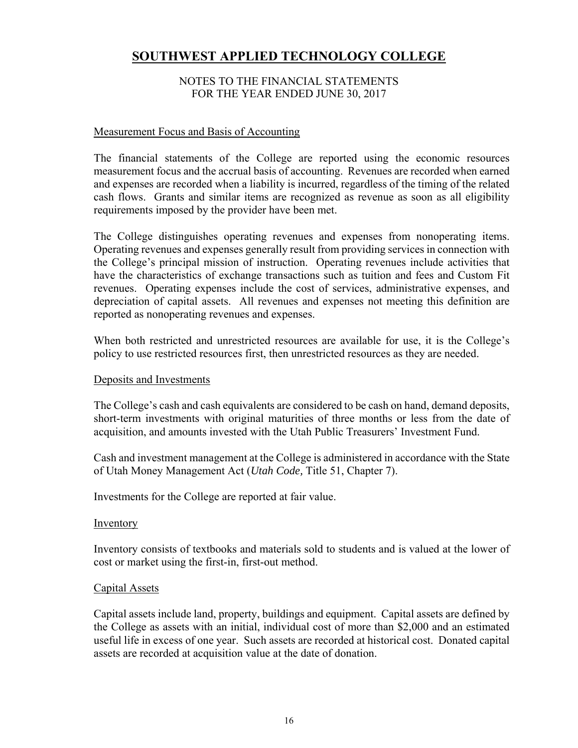# SOUTHWEST APPLIED TECHNOLOGY COLLEGE

NOTES TO THE FINANCIAL STATEMENTS
FOR THE YEAR ENDED JUNE 30, 2017

Measurement Focus and Basis of Accounting

The financial statements of the College are reported using the economic resources measurement focus and the accrual basis of accounting. Revenues are recorded when earned and expenses are recorded when a liability is incurred, regardless of the timing of the related cash flows. Grants and similar items are recognized as revenue as soon as all eligibility requirements imposed by the provider have been met.

The College distinguishes operating revenues and expenses from nonoperating items. Operating revenues and expenses generally result from providing services in connection with the College's principal mission of instruction. Operating revenues include activities that have the characteristics of exchange transactions such as tuition and fees and Custom Fit revenues. Operating expenses include the cost of services, administrative expenses, and depreciation of capital assets. All revenues and expenses not meeting this definition are reported as nonoperating revenues and expenses.

When both restricted and unrestricted resources are available for use, it is the College's policy to use restricted resources first, then unrestricted resources as they are needed.

Deposits and Investments

The College's cash and cash equivalents are considered to be cash on hand, demand deposits, short-term investments with original maturities of three months or less from the date of acquisition, and amounts invested with the Utah Public Treasurers' Investment Fund.

Cash and investment management at the College is administered in accordance with the State of Utah Money Management Act (*Utah Code,* Title 51, Chapter 7).

Investments for the College are reported at fair value.

Inventory

Inventory consists of textbooks and materials sold to students and is valued at the lower of cost or market using the first-in, first-out method.

Capital Assets

Capital assets include land, property, buildings and equipment. Capital assets are defined by the College as assets with an initial, individual cost of more than $2,000 and an estimated useful life in excess of one year. Such assets are recorded at historical cost. Donated capital assets are recorded at acquisition value at the date of donation.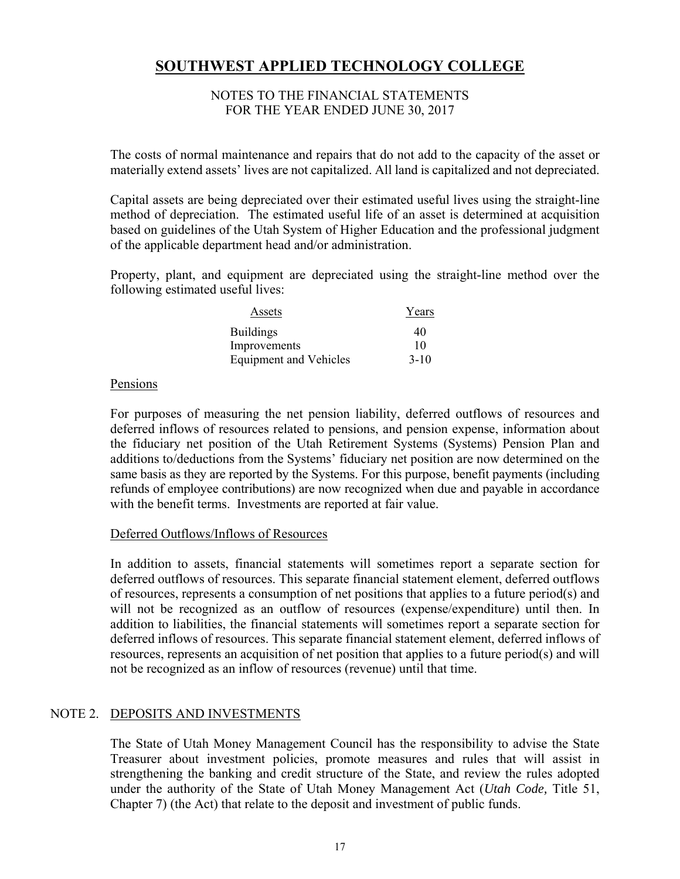The costs of normal maintenance and repairs that do not add to the capacity of the asset or materially extend assets' lives are not capitalized. All land is capitalized and not depreciated.

Capital assets are being depreciated over their estimated useful lives using the straight-line method of depreciation. The estimated useful life of an asset is determined at acquisition based on guidelines of the Utah System of Higher Education and the professional judgment of the applicable department head and/or administration.

Property, plant, and equipment are depreciated using the straight-line method over the following estimated useful lives:

| Assets | Years |
|---|---|
| Buildings | 40 |
| Improvements | 10 |
| Equipment and Vehicles | 3-10 |

Pensions

For purposes of measuring the net pension liability, deferred outflows of resources and deferred inflows of resources related to pensions, and pension expense, information about the fiduciary net position of the Utah Retirement Systems (Systems) Pension Plan and additions to/deductions from the Systems' fiduciary net position are now determined on the same basis as they are reported by the Systems. For this purpose, benefit payments (including refunds of employee contributions) are now recognized when due and payable in accordance with the benefit terms. Investments are reported at fair value.

Deferred Outflows/Inflows of Resources

In addition to assets, financial statements will sometimes report a separate section for deferred outflows of resources. This separate financial statement element, deferred outflows of resources, represents a consumption of net positions that applies to a future period(s) and will not be recognized as an outflow of resources (expense/expenditure) until then. In addition to liabilities, the financial statements will sometimes report a separate section for deferred inflows of resources. This separate financial statement element, deferred inflows of resources, represents an acquisition of net position that applies to a future period(s) and will not be recognized as an inflow of resources (revenue) until that time.

## NOTE 2. DEPOSITS AND INVESTMENTS

The State of Utah Money Management Council has the responsibility to advise the State Treasurer about investment policies, promote measures and rules that will assist in strengthening the banking and credit structure of the State, and review the rules adopted under the authority of the State of Utah Money Management Act (*Utah Code,* Title 51, Chapter 7) (the Act) that relate to the deposit and investment of public funds.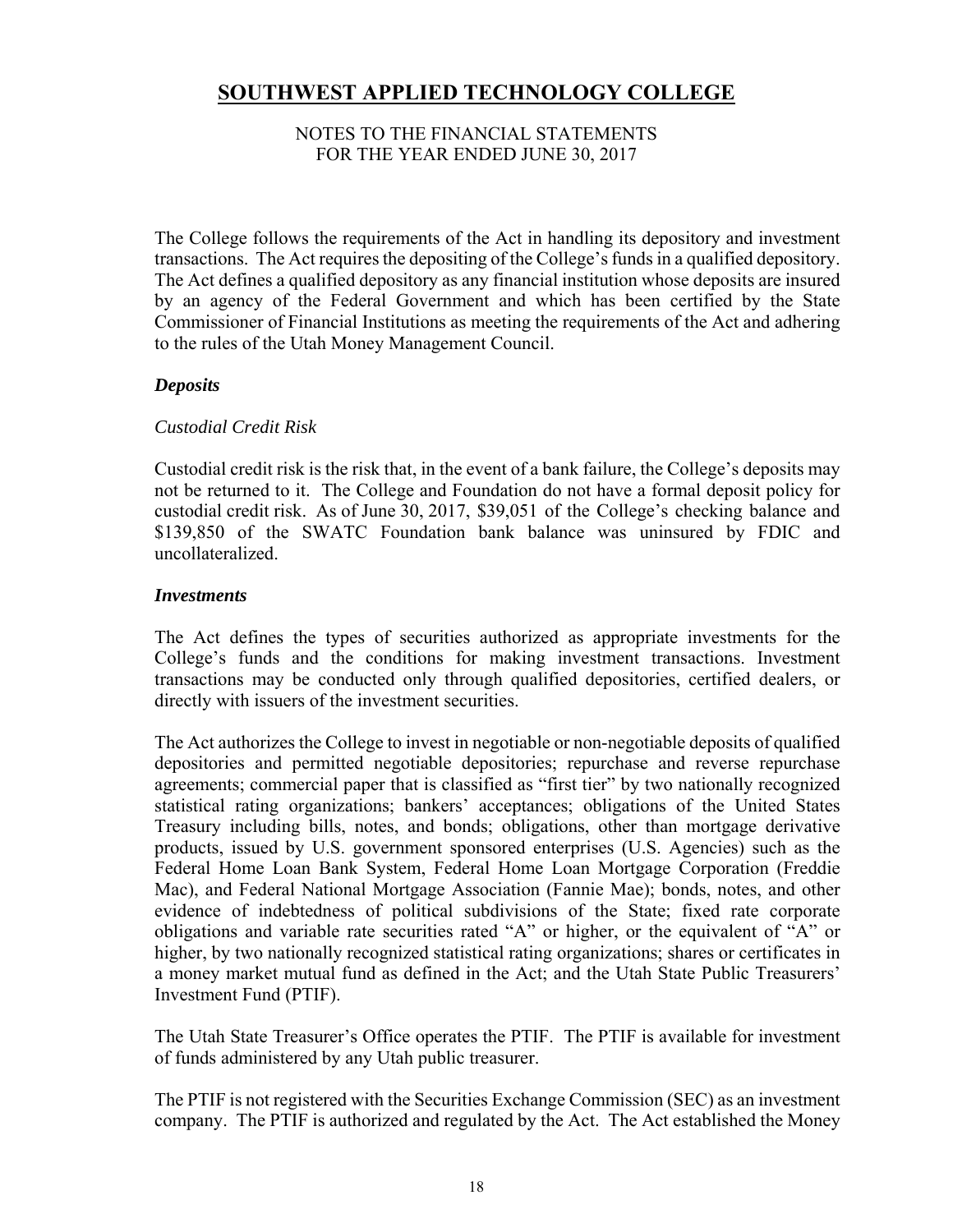The College follows the requirements of the Act in handling its depository and investment transactions. The Act requires the depositing of the College's funds in a qualified depository. The Act defines a qualified depository as any financial institution whose deposits are insured by an agency of the Federal Government and which has been certified by the State Commissioner of Financial Institutions as meeting the requirements of the Act and adhering to the rules of the Utah Money Management Council.

### *Deposits*

*Custodial Credit Risk*

Custodial credit risk is the risk that, in the event of a bank failure, the College's deposits may not be returned to it. The College and Foundation do not have a formal deposit policy for custodial credit risk. As of June 30, 2017, $39,051 of the College's checking balance and $139,850 of the SWATC Foundation bank balance was uninsured by FDIC and uncollateralized.

### *Investments*

The Act defines the types of securities authorized as appropriate investments for the College's funds and the conditions for making investment transactions. Investment transactions may be conducted only through qualified depositories, certified dealers, or directly with issuers of the investment securities.

The Act authorizes the College to invest in negotiable or non-negotiable deposits of qualified depositories and permitted negotiable depositories; repurchase and reverse repurchase agreements; commercial paper that is classified as "first tier" by two nationally recognized statistical rating organizations; bankers' acceptances; obligations of the United States Treasury including bills, notes, and bonds; obligations, other than mortgage derivative products, issued by U.S. government sponsored enterprises (U.S. Agencies) such as the Federal Home Loan Bank System, Federal Home Loan Mortgage Corporation (Freddie Mac), and Federal National Mortgage Association (Fannie Mae); bonds, notes, and other evidence of indebtedness of political subdivisions of the State; fixed rate corporate obligations and variable rate securities rated "A" or higher, or the equivalent of "A" or higher, by two nationally recognized statistical rating organizations; shares or certificates in a money market mutual fund as defined in the Act; and the Utah State Public Treasurers' Investment Fund (PTIF).

The Utah State Treasurer's Office operates the PTIF. The PTIF is available for investment of funds administered by any Utah public treasurer.

The PTIF is not registered with the Securities Exchange Commission (SEC) as an investment company. The PTIF is authorized and regulated by the Act. The Act established the Money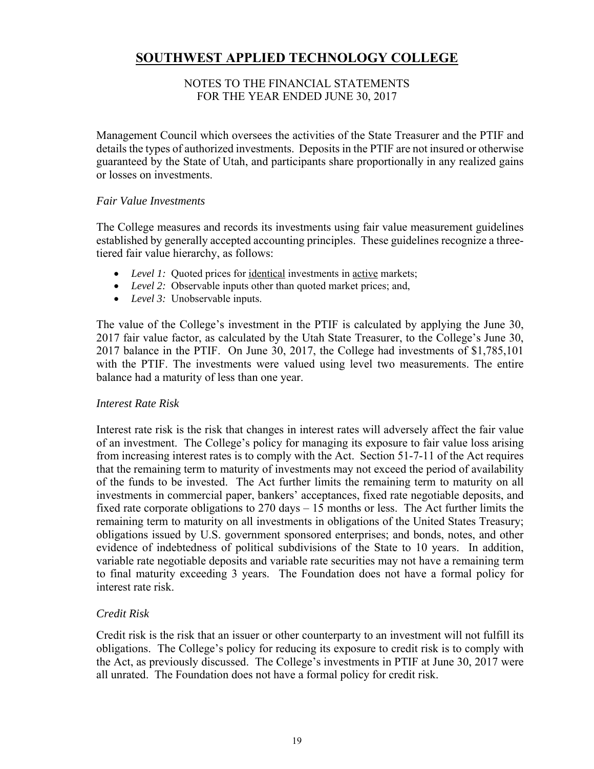Management Council which oversees the activities of the State Treasurer and the PTIF and details the types of authorized investments. Deposits in the PTIF are not insured or otherwise guaranteed by the State of Utah, and participants share proportionally in any realized gains or losses on investments.

### *Fair Value Investments*

The College measures and records its investments using fair value measurement guidelines established by generally accepted accounting principles. These guidelines recognize a three-tiered fair value hierarchy, as follows:

- *Level 1:* Quoted prices for identical investments in active markets;
- *Level 2:* Observable inputs other than quoted market prices; and,
- *Level 3:* Unobservable inputs.

The value of the College's investment in the PTIF is calculated by applying the June 30, 2017 fair value factor, as calculated by the Utah State Treasurer, to the College's June 30, 2017 balance in the PTIF. On June 30, 2017, the College had investments of $1,785,101 with the PTIF. The investments were valued using level two measurements. The entire balance had a maturity of less than one year.

### *Interest Rate Risk*

Interest rate risk is the risk that changes in interest rates will adversely affect the fair value of an investment. The College's policy for managing its exposure to fair value loss arising from increasing interest rates is to comply with the Act. Section 51-7-11 of the Act requires that the remaining term to maturity of investments may not exceed the period of availability of the funds to be invested. The Act further limits the remaining term to maturity on all investments in commercial paper, bankers' acceptances, fixed rate negotiable deposits, and fixed rate corporate obligations to 270 days – 15 months or less. The Act further limits the remaining term to maturity on all investments in obligations of the United States Treasury; obligations issued by U.S. government sponsored enterprises; and bonds, notes, and other evidence of indebtedness of political subdivisions of the State to 10 years. In addition, variable rate negotiable deposits and variable rate securities may not have a remaining term to final maturity exceeding 3 years. The Foundation does not have a formal policy for interest rate risk.

### *Credit Risk*

Credit risk is the risk that an issuer or other counterparty to an investment will not fulfill its obligations. The College's policy for reducing its exposure to credit risk is to comply with the Act, as previously discussed. The College's investments in PTIF at June 30, 2017 were all unrated. The Foundation does not have a formal policy for credit risk.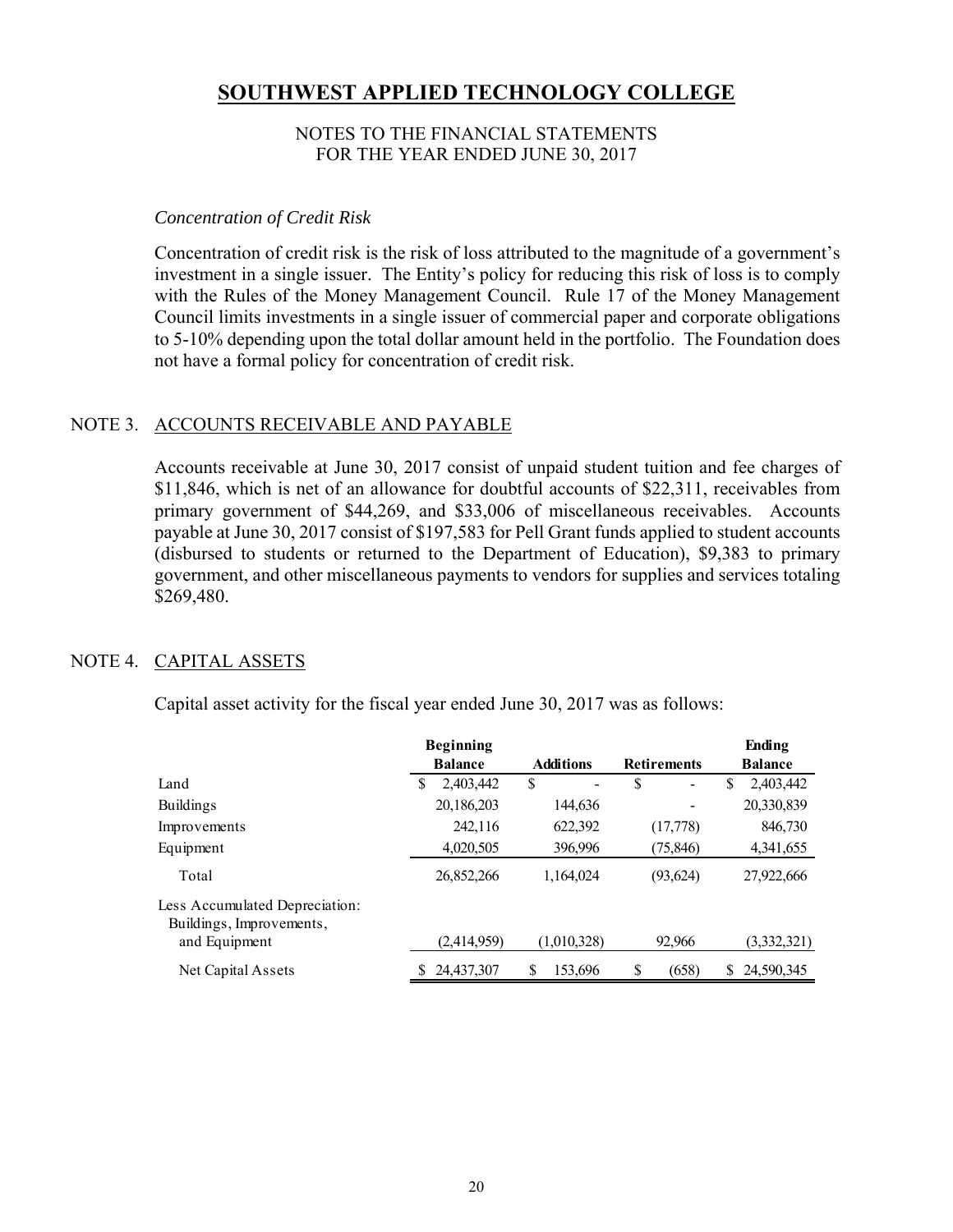# SOUTHWEST APPLIED TECHNOLOGY COLLEGE

NOTES TO THE FINANCIAL STATEMENTS
FOR THE YEAR ENDED JUNE 30, 2017

*Concentration of Credit Risk*

Concentration of credit risk is the risk of loss attributed to the magnitude of a government's investment in a single issuer. The Entity's policy for reducing this risk of loss is to comply with the Rules of the Money Management Council. Rule 17 of the Money Management Council limits investments in a single issuer of commercial paper and corporate obligations to 5-10% depending upon the total dollar amount held in the portfolio. The Foundation does not have a formal policy for concentration of credit risk.

## NOTE 3. ACCOUNTS RECEIVABLE AND PAYABLE

Accounts receivable at June 30, 2017 consist of unpaid student tuition and fee charges of $11,846, which is net of an allowance for doubtful accounts of $22,311, receivables from primary government of $44,269, and $33,006 of miscellaneous receivables. Accounts payable at June 30, 2017 consist of $197,583 for Pell Grant funds applied to student accounts (disbursed to students or returned to the Department of Education), $9,383 to primary government, and other miscellaneous payments to vendors for supplies and services totaling $269,480.

## NOTE 4. CAPITAL ASSETS

Capital asset activity for the fiscal year ended June 30, 2017 was as follows:

| | Beginning Balance | Additions | Retirements | Ending Balance |
|---|---|---|---|---|
| Land | $ 2,403,442 | $ - | $ - | $ 2,403,442 |
| Buildings | 20,186,203 | 144,636 | - | 20,330,839 |
| Improvements | 242,116 | 622,392 | (17,778) | 846,730 |
| Equipment | 4,020,505 | 396,996 | (75,846) | 4,341,655 |
| Total | 26,852,266 | 1,164,024 | (93,624) | 27,922,666 |
| Less Accumulated Depreciation: Buildings, Improvements, and Equipment | (2,414,959) | (1,010,328) | 92,966 | (3,332,321) |
| Net Capital Assets | $ 24,437,307 | $ 153,696 | $ (658) | $ 24,590,345 |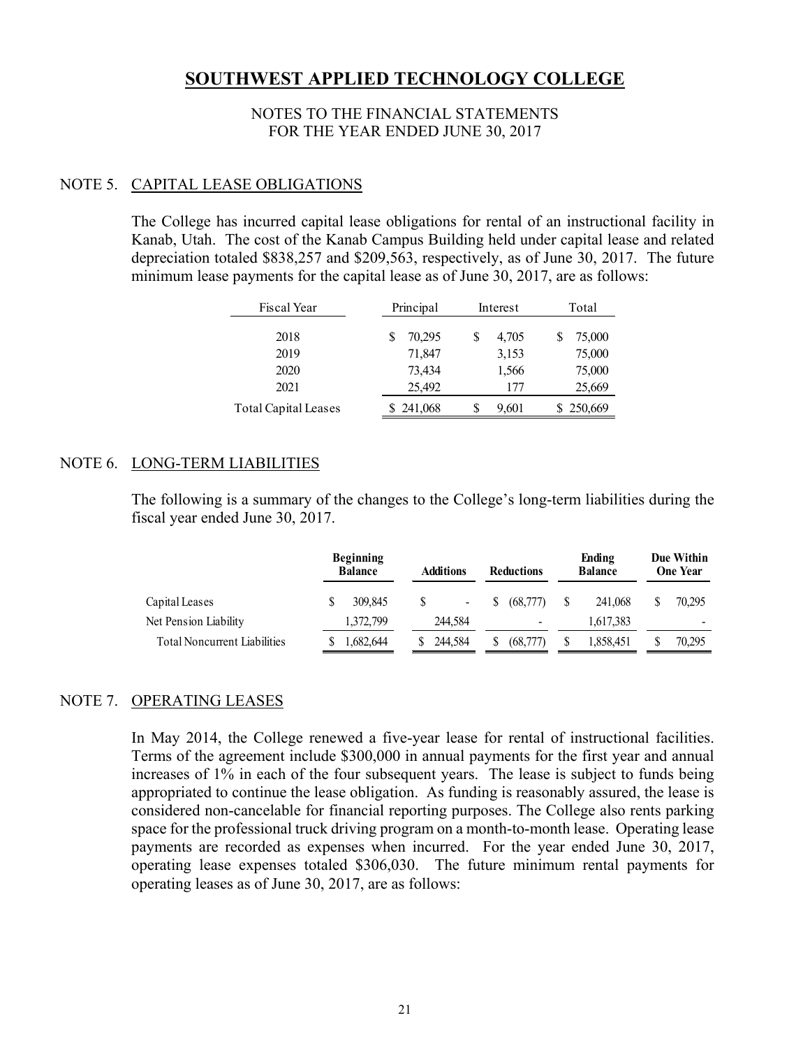# SOUTHWEST APPLIED TECHNOLOGY COLLEGE

NOTES TO THE FINANCIAL STATEMENTS
FOR THE YEAR ENDED JUNE 30, 2017

## NOTE 5. CAPITAL LEASE OBLIGATIONS

The College has incurred capital lease obligations for rental of an instructional facility in Kanab, Utah. The cost of the Kanab Campus Building held under capital lease and related depreciation totaled \$838,257 and \$209,563, respectively, as of June 30, 2017. The future minimum lease payments for the capital lease as of June 30, 2017, are as follows:

| Fiscal Year | Principal | Interest | Total |
|---|---|---|---|
| 2018 | \$ 70,295 | \$ 4,705 | \$ 75,000 |
| 2019 | 71,847 | 3,153 | 75,000 |
| 2020 | 73,434 | 1,566 | 75,000 |
| 2021 | 25,492 | 177 | 25,669 |
| Total Capital Leases | \$ 241,068 | \$ 9,601 | \$ 250,669 |

## NOTE 6. LONG-TERM LIABILITIES

The following is a summary of the changes to the College's long-term liabilities during the fiscal year ended June 30, 2017.

| | Beginning Balance | Additions | Reductions | Ending Balance | Due Within One Year |
|---|---|---|---|---|---|
| Capital Leases | \$ 309,845 | \$ - | \$ (68,777) | \$ 241,068 | \$ 70,295 |
| Net Pension Liability | 1,372,799 | 244,584 | - | 1,617,383 | - |
| Total Noncurrent Liabilities | \$ 1,682,644 | \$ 244,584 | \$ (68,777) | \$ 1,858,451 | \$ 70,295 |

## NOTE 7. OPERATING LEASES

In May 2014, the College renewed a five-year lease for rental of instructional facilities. Terms of the agreement include \$300,000 in annual payments for the first year and annual increases of 1% in each of the four subsequent years. The lease is subject to funds being appropriated to continue the lease obligation. As funding is reasonably assured, the lease is considered non-cancelable for financial reporting purposes. The College also rents parking space for the professional truck driving program on a month-to-month lease. Operating lease payments are recorded as expenses when incurred. For the year ended June 30, 2017, operating lease expenses totaled \$306,030. The future minimum rental payments for operating leases as of June 30, 2017, are as follows: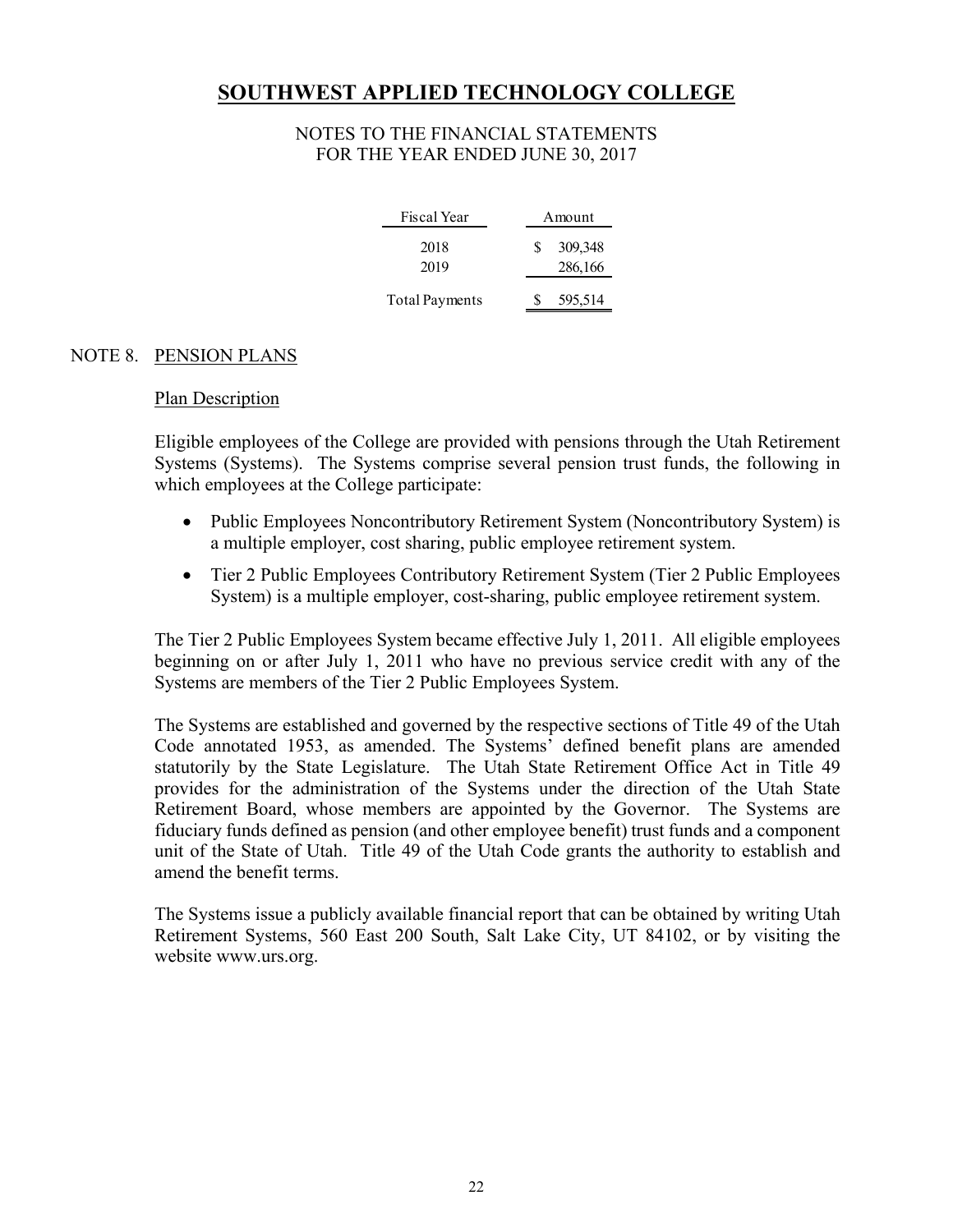# SOUTHWEST APPLIED TECHNOLOGY COLLEGE

NOTES TO THE FINANCIAL STATEMENTS
FOR THE YEAR ENDED JUNE 30, 2017

| Fiscal Year | Amount |
|---|---|
| 2018 | $ 309,348 |
| 2019 | 286,166 |
| Total Payments | $ 595,514 |

NOTE 8. PENSION PLANS

Plan Description

Eligible employees of the College are provided with pensions through the Utah Retirement Systems (Systems). The Systems comprise several pension trust funds, the following in which employees at the College participate:

- Public Employees Noncontributory Retirement System (Noncontributory System) is a multiple employer, cost sharing, public employee retirement system.
- Tier 2 Public Employees Contributory Retirement System (Tier 2 Public Employees System) is a multiple employer, cost-sharing, public employee retirement system.

The Tier 2 Public Employees System became effective July 1, 2011. All eligible employees beginning on or after July 1, 2011 who have no previous service credit with any of the Systems are members of the Tier 2 Public Employees System.

The Systems are established and governed by the respective sections of Title 49 of the Utah Code annotated 1953, as amended. The Systems' defined benefit plans are amended statutorily by the State Legislature. The Utah State Retirement Office Act in Title 49 provides for the administration of the Systems under the direction of the Utah State Retirement Board, whose members are appointed by the Governor. The Systems are fiduciary funds defined as pension (and other employee benefit) trust funds and a component unit of the State of Utah. Title 49 of the Utah Code grants the authority to establish and amend the benefit terms.

The Systems issue a publicly available financial report that can be obtained by writing Utah Retirement Systems, 560 East 200 South, Salt Lake City, UT 84102, or by visiting the website www.urs.org.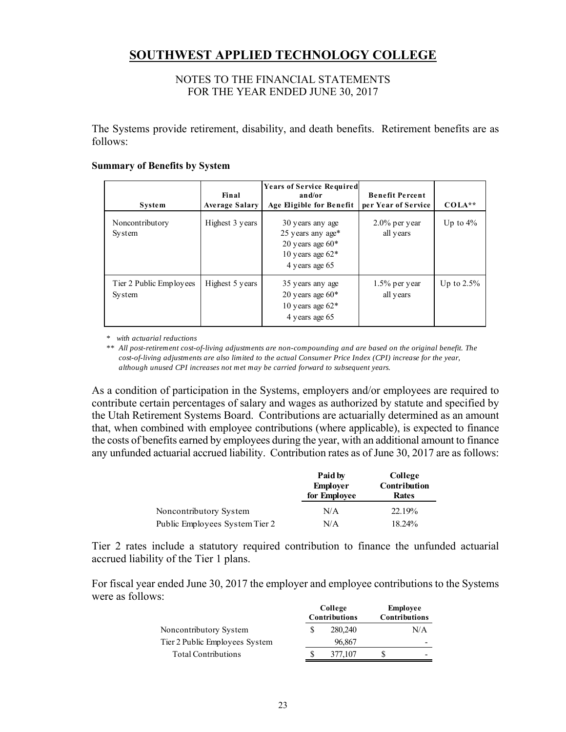# SOUTHWEST APPLIED TECHNOLOGY COLLEGE

NOTES TO THE FINANCIAL STATEMENTS
FOR THE YEAR ENDED JUNE 30, 2017

The Systems provide retirement, disability, and death benefits. Retirement benefits are as follows:

**Summary of Benefits by System**

| System | Final Average Salary | Years of Service Required and/or Age Eligible for Benefit | Benefit Percent per Year of Service | COLA** |
|---|---|---|---|---|
| Noncontributory System | Highest 3 years | 30 years any age<br>25 years any age*<br>20 years age 60*<br>10 years age 62*<br>4 years age 65 | 2.0% per year all years | Up to 4% |
| Tier 2 Public Employees System | Highest 5 years | 35 years any age<br>20 years age 60*<br>10 years age 62*<br>4 years age 65 | 1.5% per year all years | Up to 2.5% |

\* *with actuarial reductions*

\*\* *All post-retirement cost-of-living adjustments are non-compounding and are based on the original benefit. The cost-of-living adjustments are also limited to the actual Consumer Price Index (CPI) increase for the year, although unused CPI increases not met may be carried forward to subsequent years.*

As a condition of participation in the Systems, employers and/or employees are required to contribute certain percentages of salary and wages as authorized by statute and specified by the Utah Retirement Systems Board. Contributions are actuarially determined as an amount that, when combined with employee contributions (where applicable), is expected to finance the costs of benefits earned by employees during the year, with an additional amount to finance any unfunded actuarial accrued liability. Contribution rates as of June 30, 2017 are as follows:

| | Paid by Employer for Employee | College Contribution Rates |
|---|---|---|
| Noncontributory System | N/A | 22.19% |
| Public Employees System Tier 2 | N/A | 18.24% |

Tier 2 rates include a statutory required contribution to finance the unfunded actuarial accrued liability of the Tier 1 plans.

For fiscal year ended June 30, 2017 the employer and employee contributions to the Systems were as follows:

| | College Contributions | Employee Contributions |
|---|---|---|
| Noncontributory System | $ 280,240 | N/A |
| Tier 2 Public Employees System | 96,867 | - |
| Total Contributions | $ 377,107 | $ - |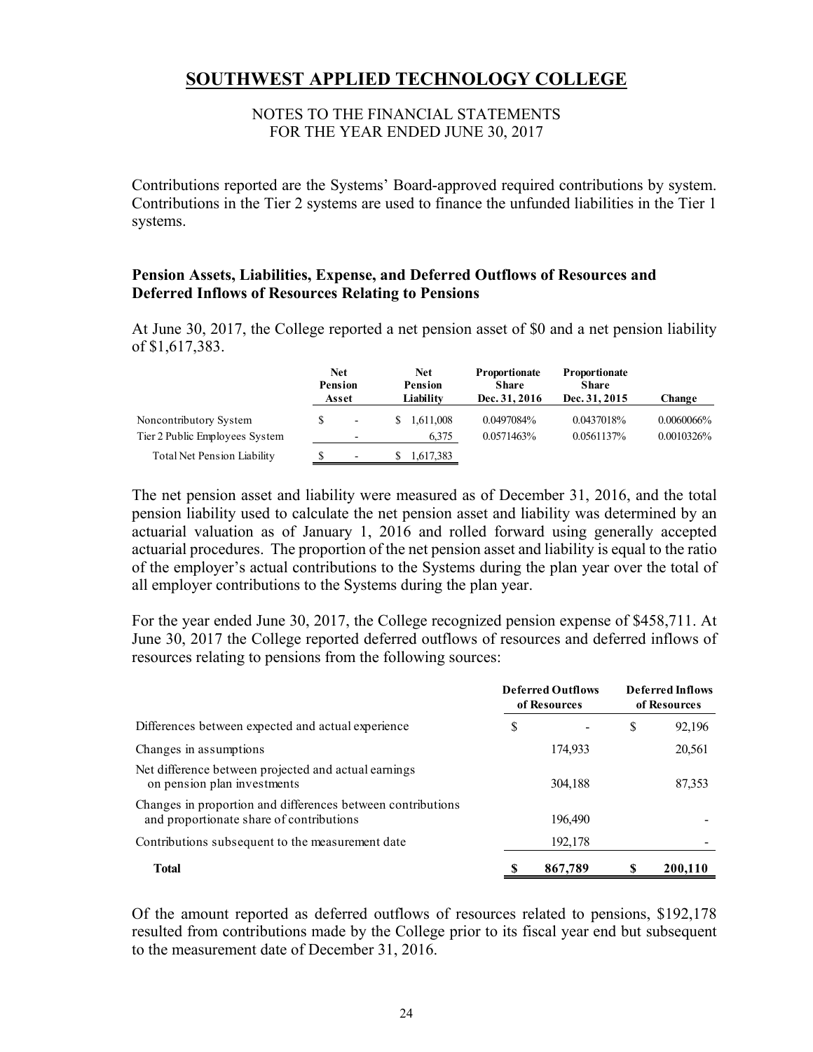Contributions reported are the Systems' Board-approved required contributions by system. Contributions in the Tier 2 systems are used to finance the unfunded liabilities in the Tier 1 systems.

**Pension Assets, Liabilities, Expense, and Deferred Outflows of Resources and Deferred Inflows of Resources Relating to Pensions**

At June 30, 2017, the College reported a net pension asset of $0 and a net pension liability of $1,617,383.

| | Net Pension Asset | Net Pension Liability | Proportionate Share Dec. 31, 2016 | Proportionate Share Dec. 31, 2015 | Change |
|---|---|---|---|---|---|
| Noncontributory System | $ - | $ 1,611,008 | 0.0497084% | 0.0437018% | 0.0060066% |
| Tier 2 Public Employees System | - | 6,375 | 0.0571463% | 0.0561137% | 0.0010326% |
| Total Net Pension Liability | $ - | $ 1,617,383 | | | |

The net pension asset and liability were measured as of December 31, 2016, and the total pension liability used to calculate the net pension asset and liability was determined by an actuarial valuation as of January 1, 2016 and rolled forward using generally accepted actuarial procedures. The proportion of the net pension asset and liability is equal to the ratio of the employer's actual contributions to the Systems during the plan year over the total of all employer contributions to the Systems during the plan year.

For the year ended June 30, 2017, the College recognized pension expense of $458,711. At June 30, 2017 the College reported deferred outflows of resources and deferred inflows of resources relating to pensions from the following sources:

| | Deferred Outflows of Resources | Deferred Inflows of Resources |
|---|---|---|
| Differences between expected and actual experience | $ - | $ 92,196 |
| Changes in assumptions | 174,933 | 20,561 |
| Net difference between projected and actual earnings on pension plan investments | 304,188 | 87,353 |
| Changes in proportion and differences between contributions and proportionate share of contributions | 196,490 | - |
| Contributions subsequent to the measurement date | 192,178 | - |
| **Total** | **$ 867,789** | **$ 200,110** |

Of the amount reported as deferred outflows of resources related to pensions, $192,178 resulted from contributions made by the College prior to its fiscal year end but subsequent to the measurement date of December 31, 2016.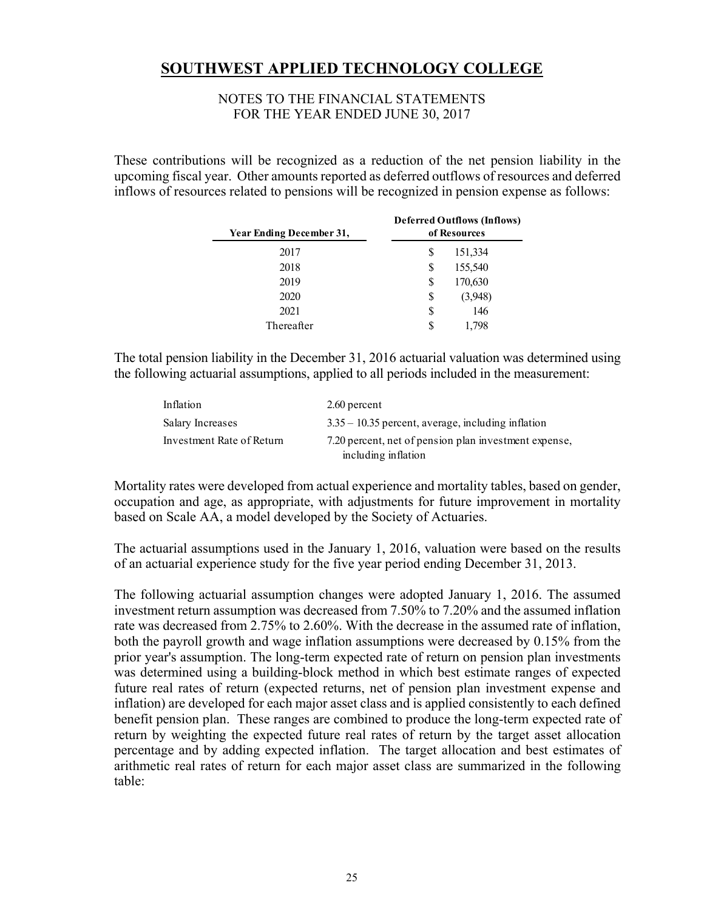# SOUTHWEST APPLIED TECHNOLOGY COLLEGE

NOTES TO THE FINANCIAL STATEMENTS
FOR THE YEAR ENDED JUNE 30, 2017

These contributions will be recognized as a reduction of the net pension liability in the upcoming fiscal year. Other amounts reported as deferred outflows of resources and deferred inflows of resources related to pensions will be recognized in pension expense as follows:

| Year Ending December 31, | Deferred Outflows (Inflows) of Resources |
|---|---|
| 2017 | $ 151,334 |
| 2018 | $ 155,540 |
| 2019 | $ 170,630 |
| 2020 | $ (3,948) |
| 2021 | $ 146 |
| Thereafter | $ 1,798 |

The total pension liability in the December 31, 2016 actuarial valuation was determined using the following actuarial assumptions, applied to all periods included in the measurement:

| | |
|---|---|
| Inflation | 2.60 percent |
| Salary Increases | 3.35 – 10.35 percent, average, including inflation |
| Investment Rate of Return | 7.20 percent, net of pension plan investment expense, including inflation |

Mortality rates were developed from actual experience and mortality tables, based on gender, occupation and age, as appropriate, with adjustments for future improvement in mortality based on Scale AA, a model developed by the Society of Actuaries.

The actuarial assumptions used in the January 1, 2016, valuation were based on the results of an actuarial experience study for the five year period ending December 31, 2013.

The following actuarial assumption changes were adopted January 1, 2016. The assumed investment return assumption was decreased from 7.50% to 7.20% and the assumed inflation rate was decreased from 2.75% to 2.60%. With the decrease in the assumed rate of inflation, both the payroll growth and wage inflation assumptions were decreased by 0.15% from the prior year's assumption. The long-term expected rate of return on pension plan investments was determined using a building-block method in which best estimate ranges of expected future real rates of return (expected returns, net of pension plan investment expense and inflation) are developed for each major asset class and is applied consistently to each defined benefit pension plan. These ranges are combined to produce the long-term expected rate of return by weighting the expected future real rates of return by the target asset allocation percentage and by adding expected inflation. The target allocation and best estimates of arithmetic real rates of return for each major asset class are summarized in the following table: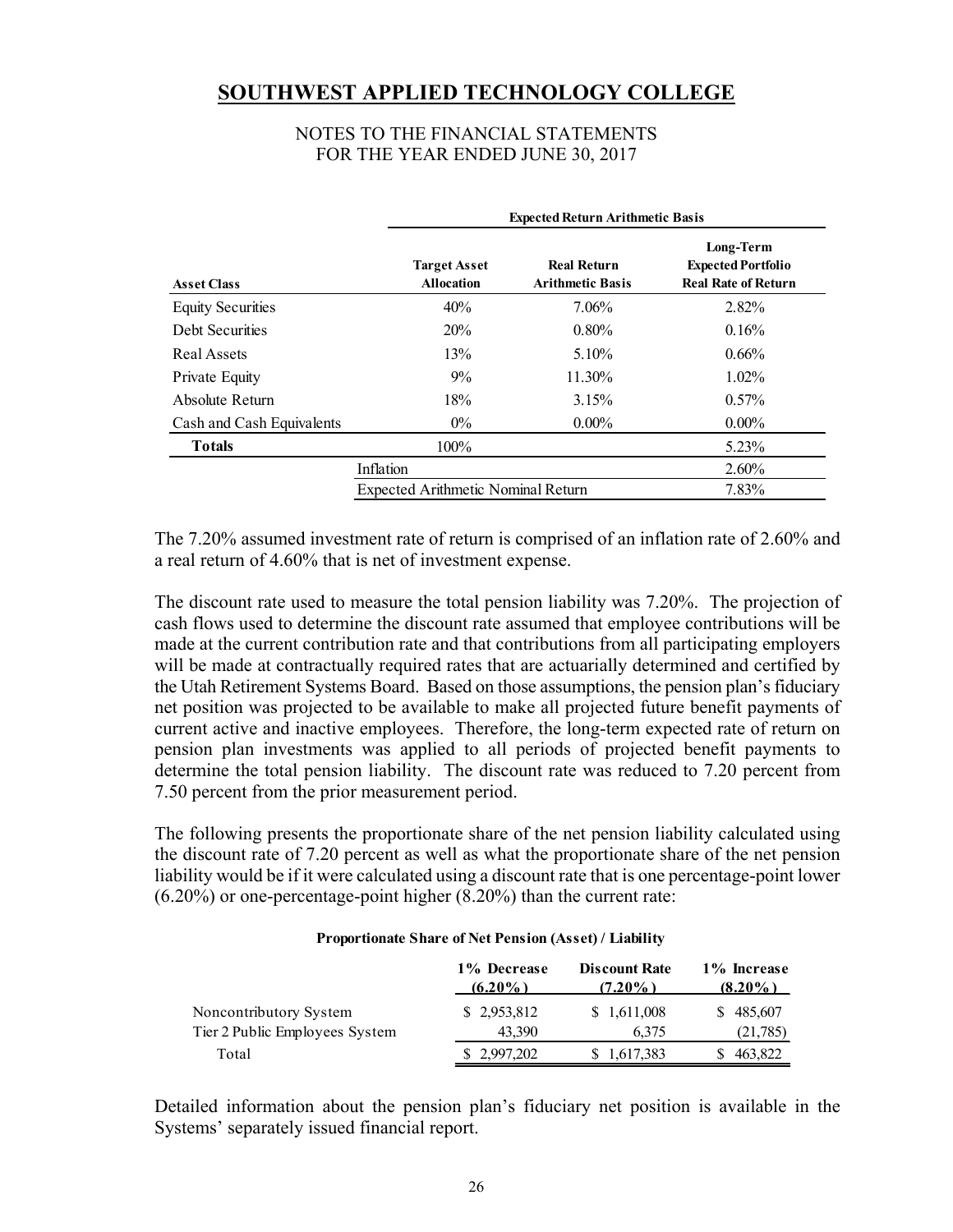# SOUTHWEST APPLIED TECHNOLOGY COLLEGE

NOTES TO THE FINANCIAL STATEMENTS
FOR THE YEAR ENDED JUNE 30, 2017

| | Expected Return Arithmetic Basis | | |
|---|---|---|---|
| **Asset Class** | **Target Asset Allocation** | **Real Return Arithmetic Basis** | **Long-Term Expected Portfolio Real Rate of Return** |
| Equity Securities | 40% | 7.06% | 2.82% |
| Debt Securities | 20% | 0.80% | 0.16% |
| Real Assets | 13% | 5.10% | 0.66% |
| Private Equity | 9% | 11.30% | 1.02% |
| Absolute Return | 18% | 3.15% | 0.57% |
| Cash and Cash Equivalents | 0% | 0.00% | 0.00% |
| **Totals** | 100% | | 5.23% |
| | Inflation | | 2.60% |
| | Expected Arithmetic Nominal Return | | 7.83% |

The 7.20% assumed investment rate of return is comprised of an inflation rate of 2.60% and a real return of 4.60% that is net of investment expense.

The discount rate used to measure the total pension liability was 7.20%. The projection of cash flows used to determine the discount rate assumed that employee contributions will be made at the current contribution rate and that contributions from all participating employers will be made at contractually required rates that are actuarially determined and certified by the Utah Retirement Systems Board. Based on those assumptions, the pension plan's fiduciary net position was projected to be available to make all projected future benefit payments of current active and inactive employees. Therefore, the long-term expected rate of return on pension plan investments was applied to all periods of projected benefit payments to determine the total pension liability. The discount rate was reduced to 7.20 percent from 7.50 percent from the prior measurement period.

The following presents the proportionate share of the net pension liability calculated using the discount rate of 7.20 percent as well as what the proportionate share of the net pension liability would be if it were calculated using a discount rate that is one percentage-point lower (6.20%) or one-percentage-point higher (8.20%) than the current rate:

**Proportionate Share of Net Pension (Asset) / Liability**

| | 1% Decrease (6.20%) | Discount Rate (7.20%) | 1% Increase (8.20%) |
|---|---|---|---|
| Noncontributory System | $ 2,953,812 | $ 1,611,008 | $ 485,607 |
| Tier 2 Public Employees System | 43,390 | 6,375 | (21,785) |
| Total | $ 2,997,202 | $ 1,617,383 | $ 463,822 |

Detailed information about the pension plan's fiduciary net position is available in the Systems' separately issued financial report.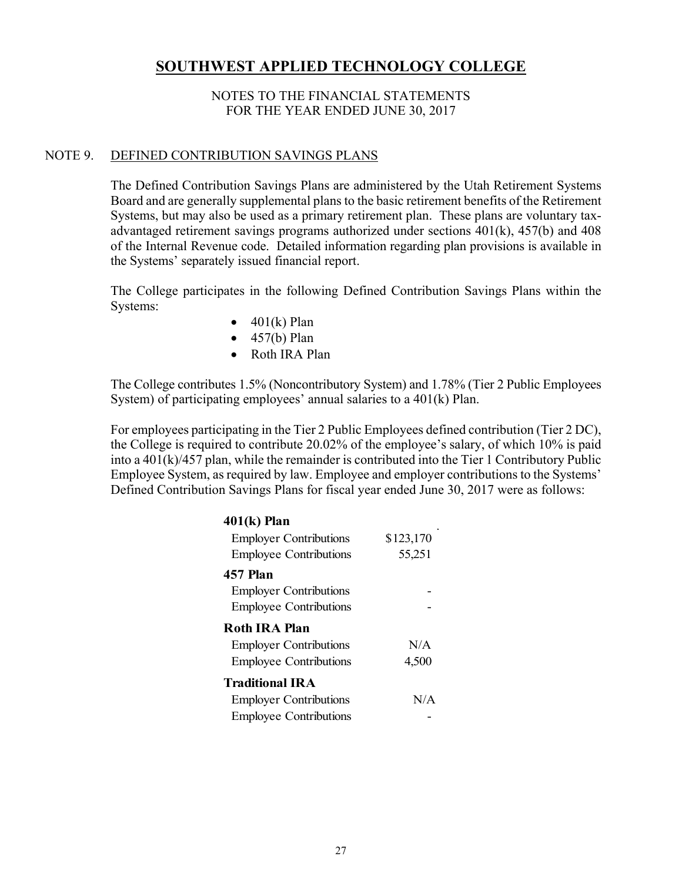# SOUTHWEST APPLIED TECHNOLOGY COLLEGE

NOTES TO THE FINANCIAL STATEMENTS
FOR THE YEAR ENDED JUNE 30, 2017

## NOTE 9. DEFINED CONTRIBUTION SAVINGS PLANS

The Defined Contribution Savings Plans are administered by the Utah Retirement Systems Board and are generally supplemental plans to the basic retirement benefits of the Retirement Systems, but may also be used as a primary retirement plan. These plans are voluntary tax-advantaged retirement savings programs authorized under sections 401(k), 457(b) and 408 of the Internal Revenue code. Detailed information regarding plan provisions is available in the Systems' separately issued financial report.

The College participates in the following Defined Contribution Savings Plans within the Systems:

- 401(k) Plan
- 457(b) Plan
- Roth IRA Plan

The College contributes 1.5% (Noncontributory System) and 1.78% (Tier 2 Public Employees System) of participating employees' annual salaries to a 401(k) Plan.

For employees participating in the Tier 2 Public Employees defined contribution (Tier 2 DC), the College is required to contribute 20.02% of the employee's salary, of which 10% is paid into a 401(k)/457 plan, while the remainder is contributed into the Tier 1 Contributory Public Employee System, as required by law. Employee and employer contributions to the Systems' Defined Contribution Savings Plans for fiscal year ended June 30, 2017 were as follows:

| | |
|---|---|
| **401(k) Plan** | |
| Employer Contributions | $123,170 |
| Employee Contributions | 55,251 |
| **457 Plan** | |
| Employer Contributions | - |
| Employee Contributions | - |
| **Roth IRA Plan** | |
| Employer Contributions | N/A |
| Employee Contributions | 4,500 |
| **Traditional IRA** | |
| Employer Contributions | N/A |
| Employee Contributions | - |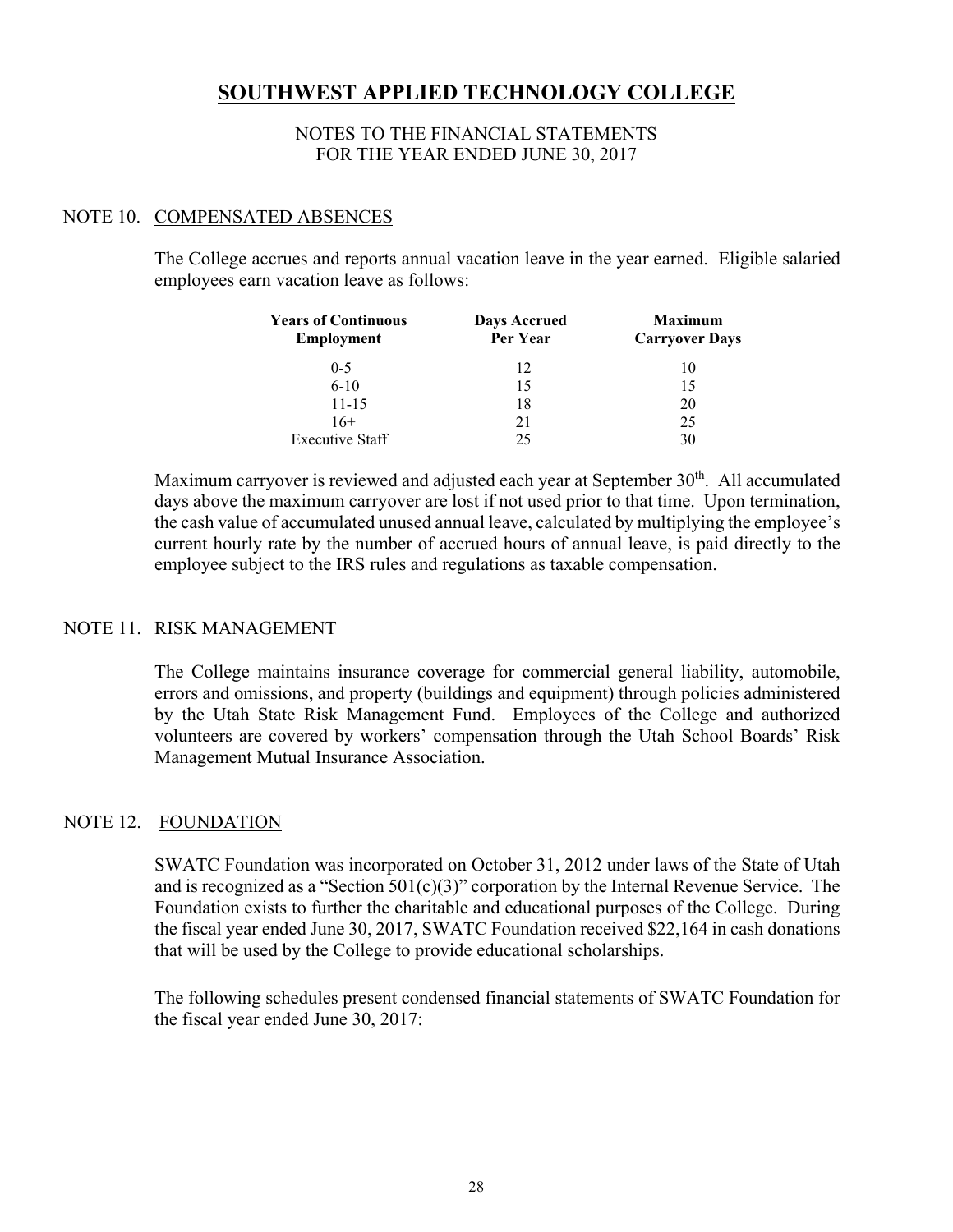# SOUTHWEST APPLIED TECHNOLOGY COLLEGE

NOTES TO THE FINANCIAL STATEMENTS
FOR THE YEAR ENDED JUNE 30, 2017

## NOTE 10. COMPENSATED ABSENCES

The College accrues and reports annual vacation leave in the year earned. Eligible salaried employees earn vacation leave as follows:

| Years of Continuous Employment | Days Accrued Per Year | Maximum Carryover Days |
|---|---|---|
| 0-5 | 12 | 10 |
| 6-10 | 15 | 15 |
| 11-15 | 18 | 20 |
| 16+ | 21 | 25 |
| Executive Staff | 25 | 30 |

Maximum carryover is reviewed and adjusted each year at September 30th. All accumulated days above the maximum carryover are lost if not used prior to that time. Upon termination, the cash value of accumulated unused annual leave, calculated by multiplying the employee's current hourly rate by the number of accrued hours of annual leave, is paid directly to the employee subject to the IRS rules and regulations as taxable compensation.

## NOTE 11. RISK MANAGEMENT

The College maintains insurance coverage for commercial general liability, automobile, errors and omissions, and property (buildings and equipment) through policies administered by the Utah State Risk Management Fund. Employees of the College and authorized volunteers are covered by workers' compensation through the Utah School Boards' Risk Management Mutual Insurance Association.

## NOTE 12. FOUNDATION

SWATC Foundation was incorporated on October 31, 2012 under laws of the State of Utah and is recognized as a "Section 501(c)(3)" corporation by the Internal Revenue Service. The Foundation exists to further the charitable and educational purposes of the College. During the fiscal year ended June 30, 2017, SWATC Foundation received $22,164 in cash donations that will be used by the College to provide educational scholarships.

The following schedules present condensed financial statements of SWATC Foundation for the fiscal year ended June 30, 2017: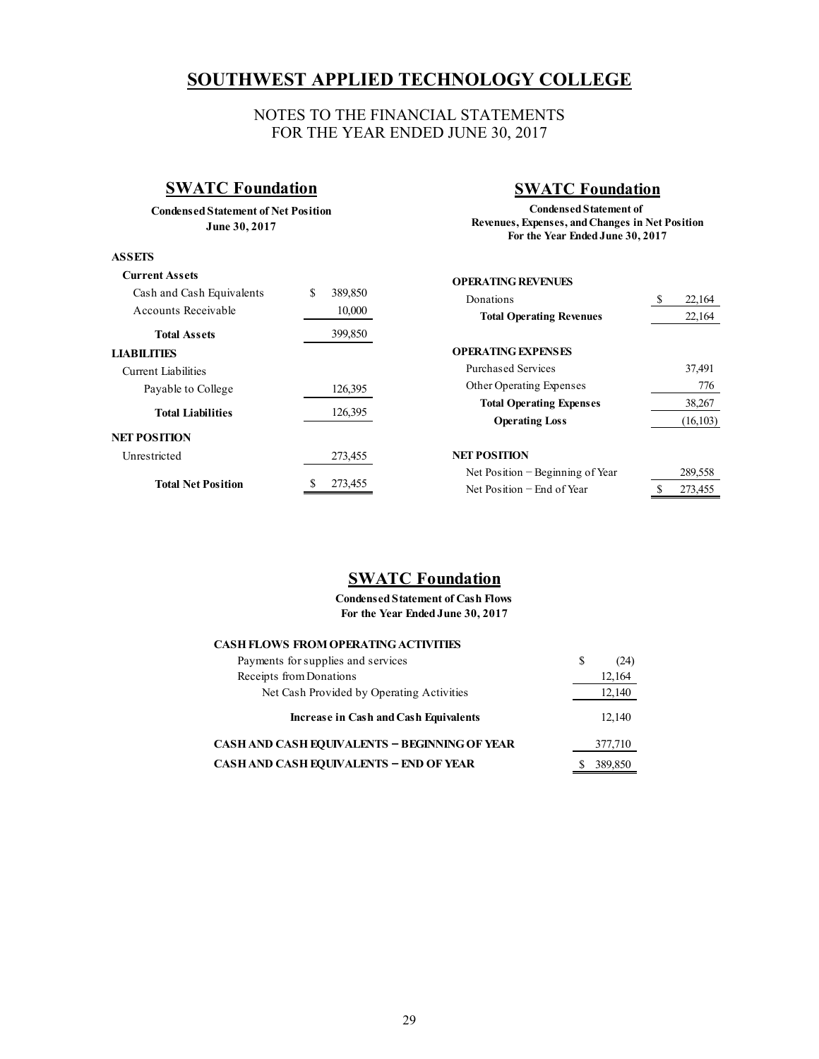# SOUTHWEST APPLIED TECHNOLOGY COLLEGE

NOTES TO THE FINANCIAL STATEMENTS
FOR THE YEAR ENDED JUNE 30, 2017

## SWATC Foundation

**Condensed Statement of Net Position**
**June 30, 2017**

| | |
|---|---|
| **ASSETS** | |
| **Current Assets** | |
| Cash and Cash Equivalents | $ 389,850 |
| Accounts Receivable | 10,000 |
| **Total Assets** | 399,850 |
| **LIABILITIES** | |
| Current Liabilities | |
| Payable to College | 126,395 |
| **Total Liabilities** | 126,395 |
| **NET POSITION** | |
| Unrestricted | 273,455 |
| **Total Net Position** | $ 273,455 |

## SWATC Foundation

**Condensed Statement of**
**Revenues, Expenses, and Changes in Net Position**
**For the Year Ended June 30, 2017**

| | |
|---|---|
| **OPERATING REVENUES** | |
| Donations | $ 22,164 |
| **Total Operating Revenues** | 22,164 |
| **OPERATING EXPENSES** | |
| Purchased Services | 37,491 |
| Other Operating Expenses | 776 |
| **Total Operating Expenses** | 38,267 |
| **Operating Loss** | (16,103) |
| **NET POSITION** | |
| Net Position − Beginning of Year | 289,558 |
| Net Position − End of Year | $ 273,455 |

## SWATC Foundation

**Condensed Statement of Cash Flows**
**For the Year Ended June 30, 2017**

| | |
|---|---|
| **CASH FLOWS FROM OPERATING ACTIVITIES** | |
| Payments for supplies and services | $ (24) |
| Receipts from Donations | 12,164 |
| Net Cash Provided by Operating Activities | 12,140 |
| **Increase in Cash and Cash Equivalents** | 12,140 |
| **CASH AND CASH EQUIVALENTS − BEGINNING OF YEAR** | 377,710 |
| **CASH AND CASH EQUIVALENTS − END OF YEAR** | $ 389,850 |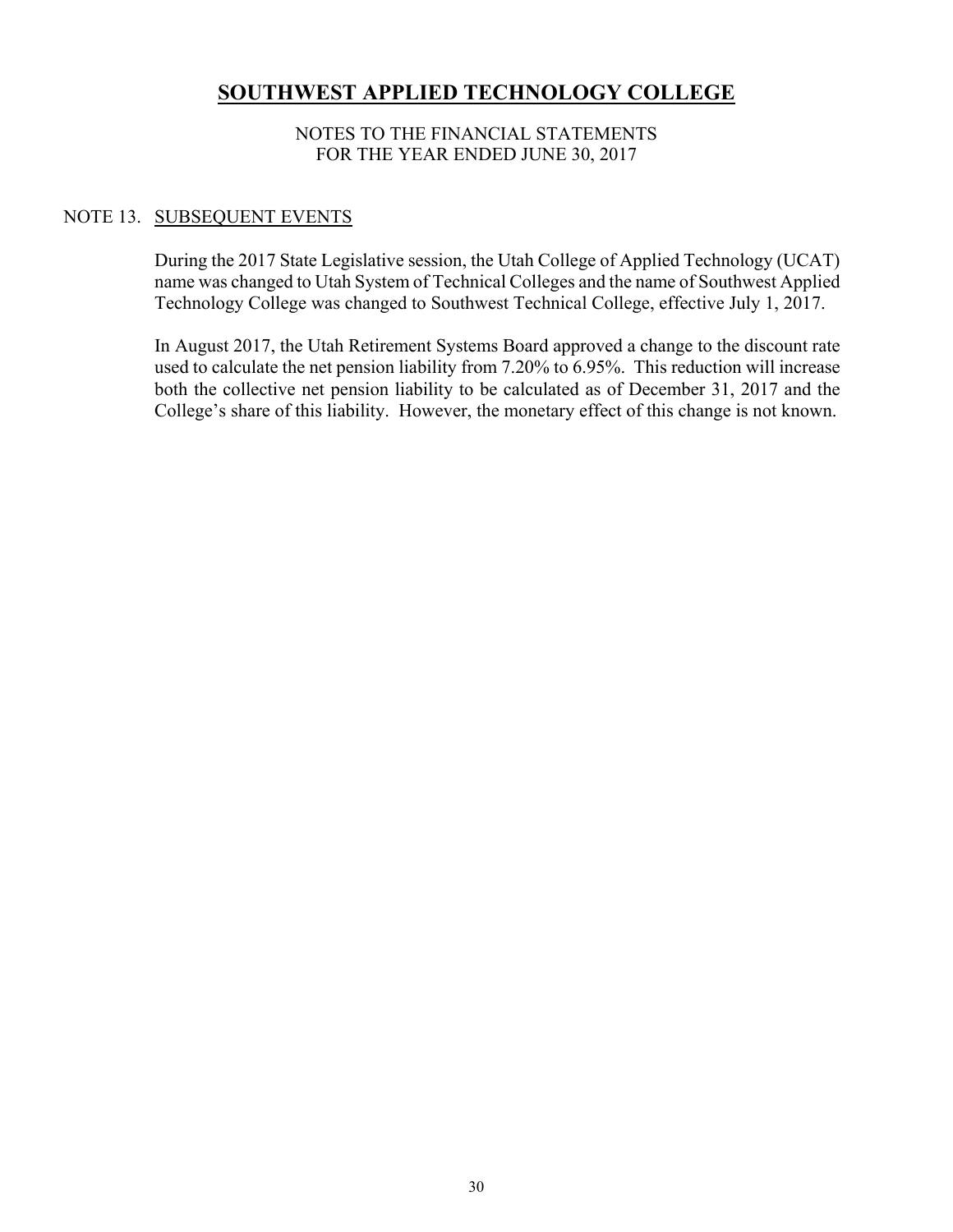# SOUTHWEST APPLIED TECHNOLOGY COLLEGE

NOTES TO THE FINANCIAL STATEMENTS
FOR THE YEAR ENDED JUNE 30, 2017

## NOTE 13. SUBSEQUENT EVENTS

During the 2017 State Legislative session, the Utah College of Applied Technology (UCAT) name was changed to Utah System of Technical Colleges and the name of Southwest Applied Technology College was changed to Southwest Technical College, effective July 1, 2017.

In August 2017, the Utah Retirement Systems Board approved a change to the discount rate used to calculate the net pension liability from 7.20% to 6.95%. This reduction will increase both the collective net pension liability to be calculated as of December 31, 2017 and the College's share of this liability. However, the monetary effect of this change is not known.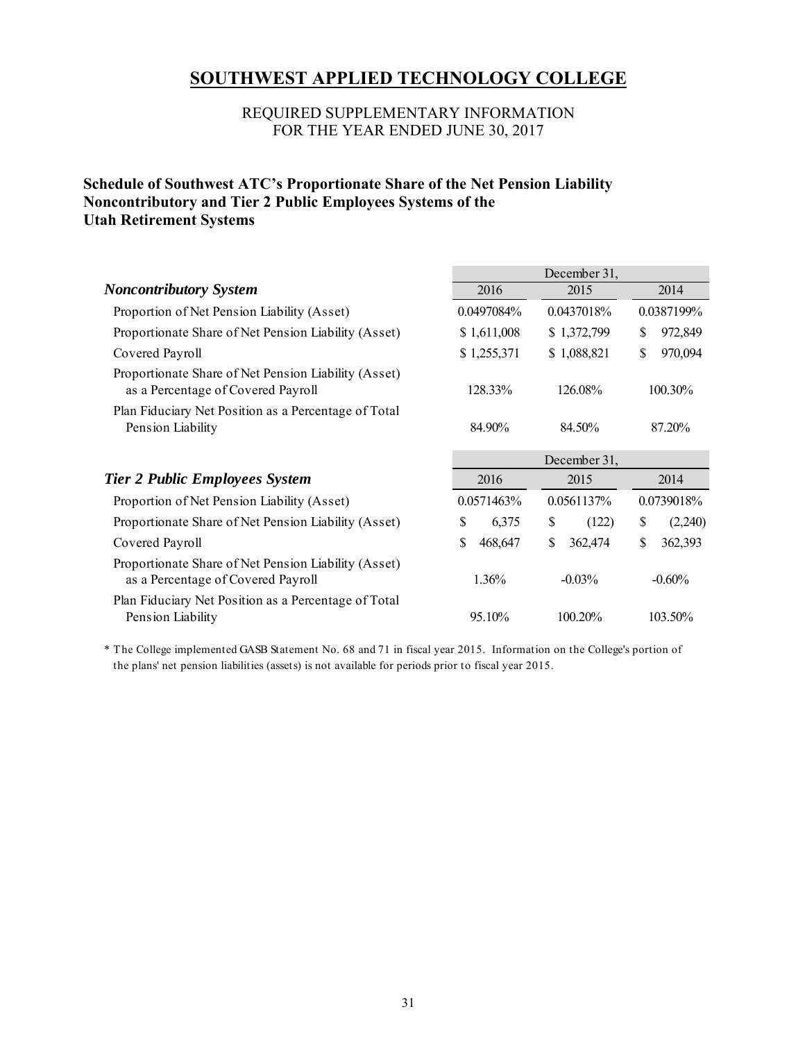# SOUTHWEST APPLIED TECHNOLOGY COLLEGE

REQUIRED SUPPLEMENTARY INFORMATION
FOR THE YEAR ENDED JUNE 30, 2017

**Schedule of Southwest ATC's Proportionate Share of the Net Pension Liability Noncontributory and Tier 2 Public Employees Systems of the Utah Retirement Systems**

| | December 31, | | |
|---|---|---|---|
| ***Noncontributory System*** | 2016 | 2015 | 2014 |
| Proportion of Net Pension Liability (Asset) | 0.0497084% | 0.0437018% | 0.0387199% |
| Proportionate Share of Net Pension Liability (Asset) | $ 1,611,008 | $ 1,372,799 | $ 972,849 |
| Covered Payroll | $ 1,255,371 | $ 1,088,821 | $ 970,094 |
| Proportionate Share of Net Pension Liability (Asset) as a Percentage of Covered Payroll | 128.33% | 126.08% | 100.30% |
| Plan Fiduciary Net Position as a Percentage of Total Pension Liability | 84.90% | 84.50% | 87.20% |

| | December 31, | | |
|---|---|---|---|
| ***Tier 2 Public Employees System*** | 2016 | 2015 | 2014 |
| Proportion of Net Pension Liability (Asset) | 0.0571463% | 0.0561137% | 0.0739018% |
| Proportionate Share of Net Pension Liability (Asset) | $ 6,375 | $ (122) | $ (2,240) |
| Covered Payroll | $ 468,647 | $ 362,474 | $ 362,393 |
| Proportionate Share of Net Pension Liability (Asset) as a Percentage of Covered Payroll | 1.36% | -0.03% | -0.60% |
| Plan Fiduciary Net Position as a Percentage of Total Pension Liability | 95.10% | 100.20% | 103.50% |

* The College implemented GASB Statement No. 68 and 71 in fiscal year 2015. Information on the College's portion of the plans' net pension liabilities (assets) is not available for periods prior to fiscal year 2015.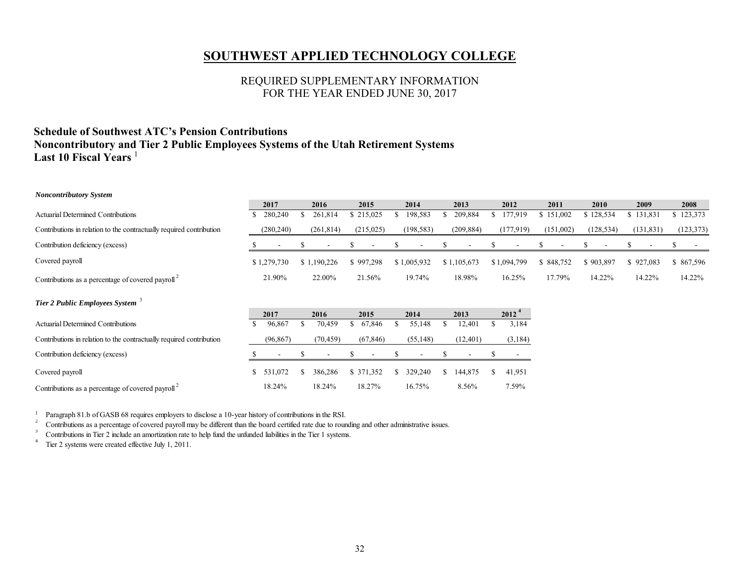# SOUTHWEST APPLIED TECHNOLOGY COLLEGE

REQUIRED SUPPLEMENTARY INFORMATION
FOR THE YEAR ENDED JUNE 30, 2017

## Schedule of Southwest ATC's Pension Contributions
## Noncontributory and Tier 2 Public Employees Systems of the Utah Retirement Systems
## Last 10 Fiscal Years [1]

***Noncontributory System***

| | 2017 | 2016 | 2015 | 2014 | 2013 | 2012 | 2011 | 2010 | 2009 | 2008 |
|---|---|---|---|---|---|---|---|---|---|---|
| Actuarial Determined Contributions | $ 280,240 | $ 261,814 | $ 215,025 | $ 198,583 | $ 209,884 | $ 177,919 | $ 151,002 | $ 128,534 | $ 131,831 | $ 123,373 |
| Contributions in relation to the contractually required contribution | (280,240) | (261,814) | (215,025) | (198,583) | (209,884) | (177,919) | (151,002) | (128,534) | (131,831) | (123,373) |
| Contribution deficiency (excess) | $ - | $ - | $ - | $ - | $ - | $ - | $ - | $ - | $ - | $ - |
| Covered payroll | $ 1,279,730 | $ 1,190,226 | $ 997,298 | $ 1,005,932 | $ 1,105,673 | $ 1,094,799 | $ 848,752 | $ 903,897 | $ 927,083 | $ 867,596 |
| Contributions as a percentage of covered payroll [2] | 21.90% | 22.00% | 21.56% | 19.74% | 18.98% | 16.25% | 17.79% | 14.22% | 14.22% | 14.22% |

***Tier 2 Public Employees System*** [3]

| | 2017 | 2016 | 2015 | 2014 | 2013 | 2012 [4] |
|---|---|---|---|---|---|---|
| Actuarial Determined Contributions | $ 96,867 | $ 70,459 | $ 67,846 | $ 55,148 | $ 12,401 | $ 3,184 |
| Contributions in relation to the contractually required contribution | (96,867) | (70,459) | (67,846) | (55,148) | (12,401) | (3,184) |
| Contribution deficiency (excess) | $ - | $ - | $ - | $ - | $ - | $ - |
| Covered payroll | $ 531,072 | $ 386,286 | $ 371,352 | $ 329,240 | $ 144,875 | $ 41,951 |
| Contributions as a percentage of covered payroll [2] | 18.24% | 18.24% | 18.27% | 16.75% | 8.56% | 7.59% |

[1] Paragraph 81.b of GASB 68 requires employers to disclose a 10-year history of contributions in the RSI.

[2] Contributions as a percentage of covered payroll may be different than the board certified rate due to rounding and other administrative issues.

[3] Contributions in Tier 2 include an amortization rate to help fund the unfunded liabilities in the Tier 1 systems.

[4] Tier 2 systems were created effective July 1, 2011.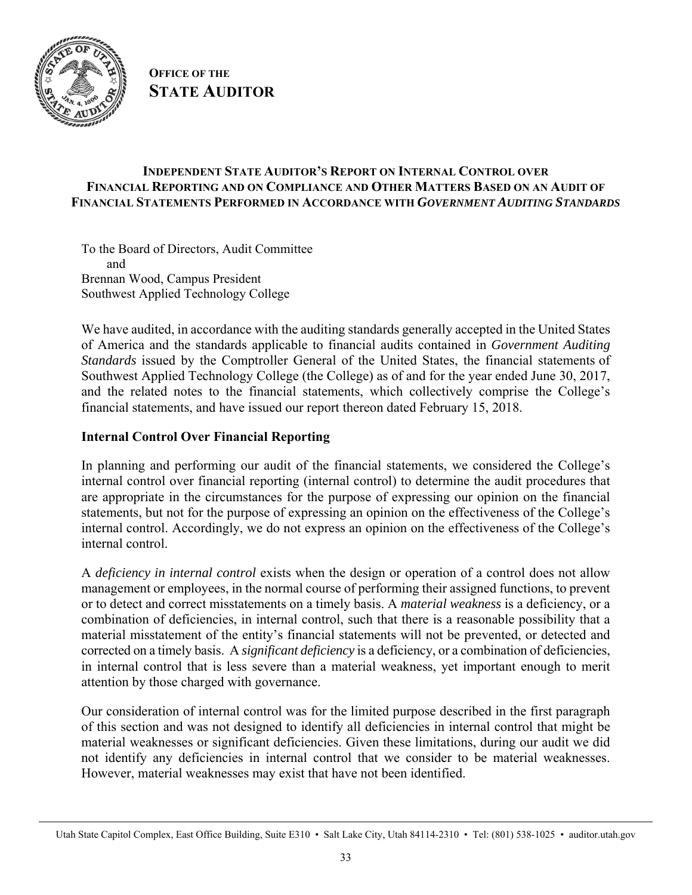**OFFICE OF THE**
**STATE AUDITOR**

## INDEPENDENT STATE AUDITOR'S REPORT ON INTERNAL CONTROL OVER FINANCIAL REPORTING AND ON COMPLIANCE AND OTHER MATTERS BASED ON AN AUDIT OF FINANCIAL STATEMENTS PERFORMED IN ACCORDANCE WITH *GOVERNMENT AUDITING STANDARDS*

To the Board of Directors, Audit Committee
and
Brennan Wood, Campus President
Southwest Applied Technology College

We have audited, in accordance with the auditing standards generally accepted in the United States of America and the standards applicable to financial audits contained in *Government Auditing Standards* issued by the Comptroller General of the United States, the financial statements of Southwest Applied Technology College (the College) as of and for the year ended June 30, 2017, and the related notes to the financial statements, which collectively comprise the College's financial statements, and have issued our report thereon dated February 15, 2018.

### Internal Control Over Financial Reporting

In planning and performing our audit of the financial statements, we considered the College's internal control over financial reporting (internal control) to determine the audit procedures that are appropriate in the circumstances for the purpose of expressing our opinion on the financial statements, but not for the purpose of expressing an opinion on the effectiveness of the College's internal control. Accordingly, we do not express an opinion on the effectiveness of the College's internal control.

A *deficiency in internal control* exists when the design or operation of a control does not allow management or employees, in the normal course of performing their assigned functions, to prevent or to detect and correct misstatements on a timely basis. A *material weakness* is a deficiency, or a combination of deficiencies, in internal control, such that there is a reasonable possibility that a material misstatement of the entity's financial statements will not be prevented, or detected and corrected on a timely basis. A *significant deficiency* is a deficiency, or a combination of deficiencies, in internal control that is less severe than a material weakness, yet important enough to merit attention by those charged with governance.

Our consideration of internal control was for the limited purpose described in the first paragraph of this section and was not designed to identify all deficiencies in internal control that might be material weaknesses or significant deficiencies. Given these limitations, during our audit we did not identify any deficiencies in internal control that we consider to be material weaknesses. However, material weaknesses may exist that have not been identified.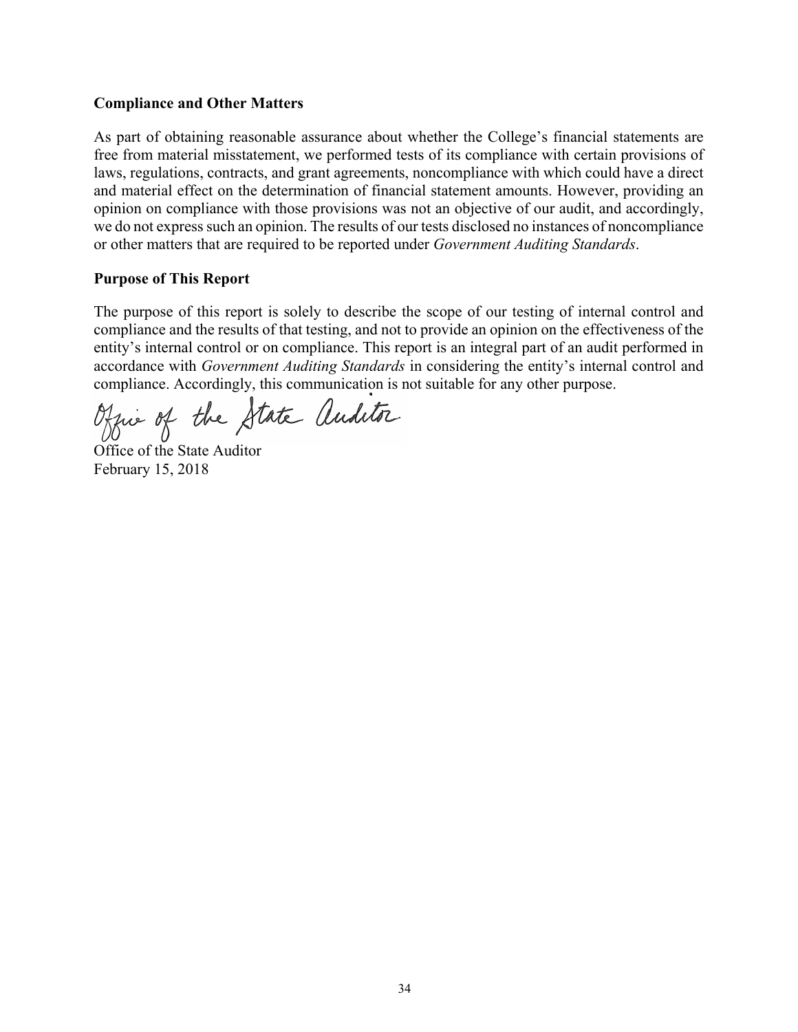**Compliance and Other Matters**

As part of obtaining reasonable assurance about whether the College's financial statements are free from material misstatement, we performed tests of its compliance with certain provisions of laws, regulations, contracts, and grant agreements, noncompliance with which could have a direct and material effect on the determination of financial statement amounts. However, providing an opinion on compliance with those provisions was not an objective of our audit, and accordingly, we do not express such an opinion. The results of our tests disclosed no instances of noncompliance or other matters that are required to be reported under *Government Auditing Standards*.

**Purpose of This Report**

The purpose of this report is solely to describe the scope of our testing of internal control and compliance and the results of that testing, and not to provide an opinion on the effectiveness of the entity's internal control or on compliance. This report is an integral part of an audit performed in accordance with *Government Auditing Standards* in considering the entity's internal control and compliance. Accordingly, this communication is not suitable for any other purpose.

Office of the State Auditor

Office of the State Auditor
February 15, 2018